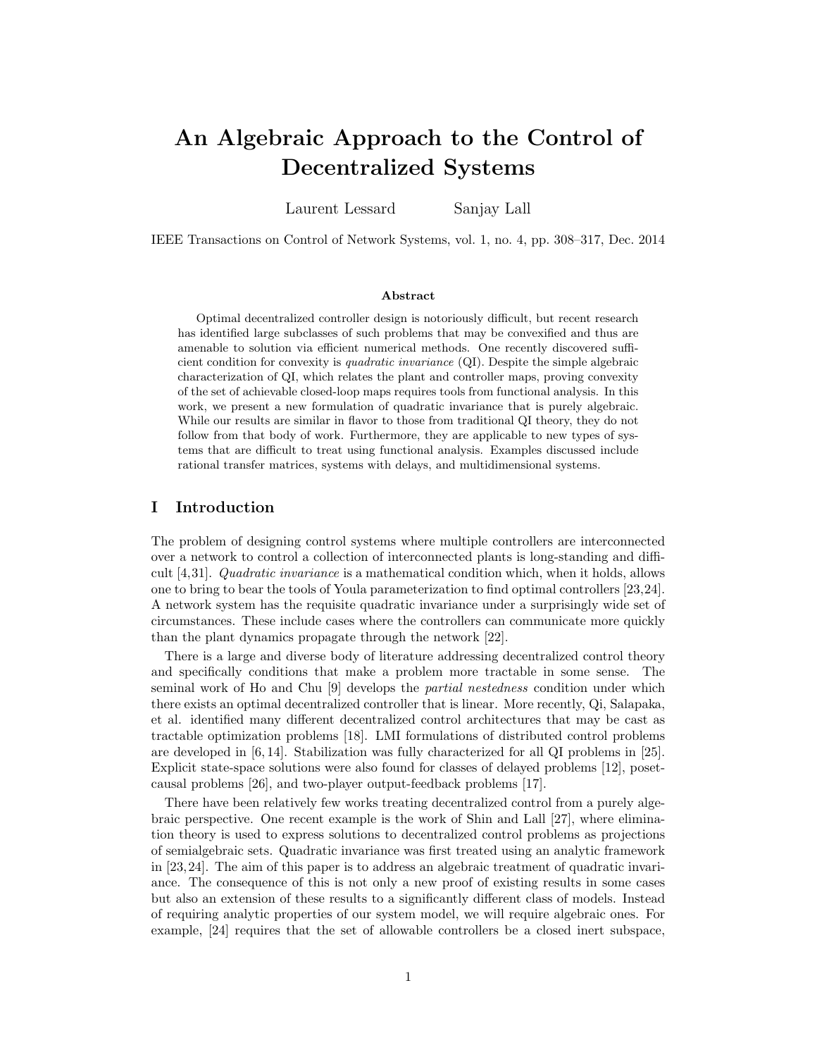# An Algebraic Approach to the Control of Decentralized Systems

Laurent Lessard Sanjay Lall

IEEE Transactions on Control of Network Systems, vol. 1, no. 4, pp. 308–317, Dec. 2014

### Abstract

Optimal decentralized controller design is notoriously difficult, but recent research has identified large subclasses of such problems that may be convexified and thus are amenable to solution via efficient numerical methods. One recently discovered sufficient condition for convexity is *quadratic invariance* (QI). Despite the simple algebraic characterization of QI, which relates the plant and controller maps, proving convexity of the set of achievable closed-loop maps requires tools from functional analysis. In this work, we present a new formulation of quadratic invariance that is purely algebraic. While our results are similar in flavor to those from traditional QI theory, they do not follow from that body of work. Furthermore, they are applicable to new types of systems that are difficult to treat using functional analysis. Examples discussed include rational transfer matrices, systems with delays, and multidimensional systems.

## I Introduction

The problem of designing control systems where multiple controllers are interconnected over a network to control a collection of interconnected plants is long-standing and difficult [4,31]. *Quadratic invariance* is a mathematical condition which, when it holds, allows one to bring to bear the tools of Youla parameterization to find optimal controllers [23,24]. A network system has the requisite quadratic invariance under a surprisingly wide set of circumstances. These include cases where the controllers can communicate more quickly than the plant dynamics propagate through the network [22].

There is a large and diverse body of literature addressing decentralized control theory and specifically conditions that make a problem more tractable in some sense. The seminal work of Ho and Chu [9] develops the *partial nestedness* condition under which there exists an optimal decentralized controller that is linear. More recently, Qi, Salapaka, et al. identified many different decentralized control architectures that may be cast as tractable optimization problems [18]. LMI formulations of distributed control problems are developed in [6,14]. Stabilization was fully characterized for all QI problems in [25]. Explicit state-space solutions were also found for classes of delayed problems [12], poset-causal problems [26], and two-player output-feedback problems [17].

There have been relatively few works treating decentralized control from a purely algebraic perspective. One recent example is the work of Shin and Lall [27], where elimination theory is used to express solutions to decentralized control problems as projections of semialgebraic sets. Quadratic invariance was first treated using an analytic framework in [23,24]. The aim of this paper is to address an algebraic treatment of quadratic invariance. The consequence of this is not only a new proof of existing results in some cases but also an extension of these results to a significantly different class of models. Instead of requiring analytic properties of our system model, we will require algebraic ones. For example, [24] requires that the set of allowable controllers be a closed inert subspace,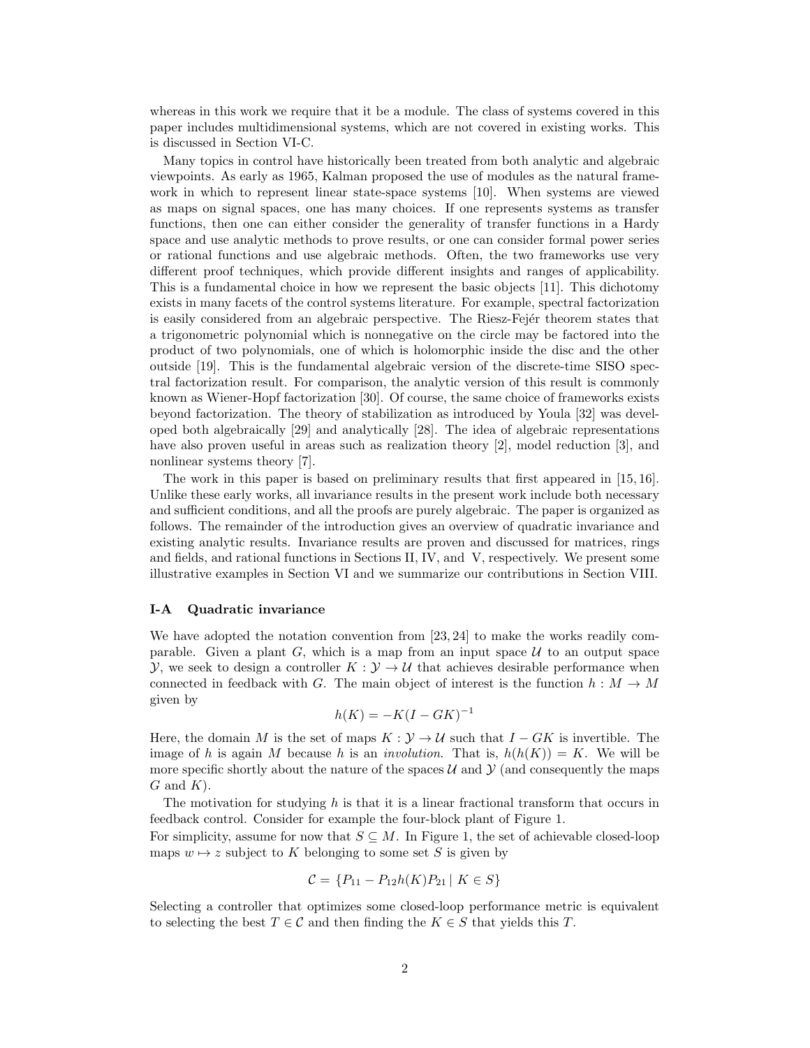whereas in this work we require that it be a module. The class of systems covered in this paper includes multidimensional systems, which are not covered in existing works. This is discussed in Section VI-C.

Many topics in control have historically been treated from both analytic and algebraic viewpoints. As early as 1965, Kalman proposed the use of modules as the natural framework in which to represent linear state-space systems [10]. When systems are viewed as maps on signal spaces, one has many choices. If one represents systems as transfer functions, then one can either consider the generality of transfer functions in a Hardy space and use analytic methods to prove results, or one can consider formal power series or rational functions and use algebraic methods. Often, the two frameworks use very different proof techniques, which provide different insights and ranges of applicability. This is a fundamental choice in how we represent the basic objects [11]. This dichotomy exists in many facets of the control systems literature. For example, spectral factorization is easily considered from an algebraic perspective. The Riesz-Fejér theorem states that a trigonometric polynomial which is nonnegative on the circle may be factored into the product of two polynomials, one of which is holomorphic inside the disc and the other outside [19]. This is the fundamental algebraic version of the discrete-time SISO spectral factorization result. For comparison, the analytic version of this result is commonly known as Wiener-Hopf factorization [30]. Of course, the same choice of frameworks exists beyond factorization. The theory of stabilization as introduced by Youla [32] was developed both algebraically [29] and analytically [28]. The idea of algebraic representations have also proven useful in areas such as realization theory [2], model reduction [3], and nonlinear systems theory [7].

The work in this paper is based on preliminary results that first appeared in [15, 16]. Unlike these early works, all invariance results in the present work include both necessary and sufficient conditions, and all the proofs are purely algebraic. The paper is organized as follows. The remainder of the introduction gives an overview of quadratic invariance and existing analytic results. Invariance results are proven and discussed for matrices, rings and fields, and rational functions in Sections II, IV, and V, respectively. We present some illustrative examples in Section VI and we summarize our contributions in Section VIII.

### I-A Quadratic invariance

We have adopted the notation convention from [23, 24] to make the works readily comparable. Given a plant $G$, which is a map from an input space $\mathcal{U}$ to an output space $\mathcal{Y}$, we seek to design a controller $K : \mathcal{Y} \to \mathcal{U}$ that achieves desirable performance when connected in feedback with $G$. The main object of interest is the function $h : M \to M$ given by

$$h(K) = -K(I - GK)^{-1}$$

Here, the domain $M$ is the set of maps $K : \mathcal{Y} \to \mathcal{U}$ such that $I - GK$ is invertible. The image of $h$ is again $M$ because $h$ is an *involution*. That is, $h(h(K)) = K$. We will be more specific shortly about the nature of the spaces $\mathcal{U}$ and $\mathcal{Y}$ (and consequently the maps $G$ and $K$).

The motivation for studying $h$ is that it is a linear fractional transform that occurs in feedback control. Consider for example the four-block plant of Figure 1.
For simplicity, assume for now that $S \subseteq M$. In Figure 1, the set of achievable closed-loop maps $w \mapsto z$ subject to $K$ belonging to some set $S$ is given by

$$\mathcal{C} = \{P_{11} - P_{12}h(K)P_{21} \mid K \in S\}$$

Selecting a controller that optimizes some closed-loop performance metric is equivalent to selecting the best $T \in \mathcal{C}$ and then finding the $K \in S$ that yields this $T$.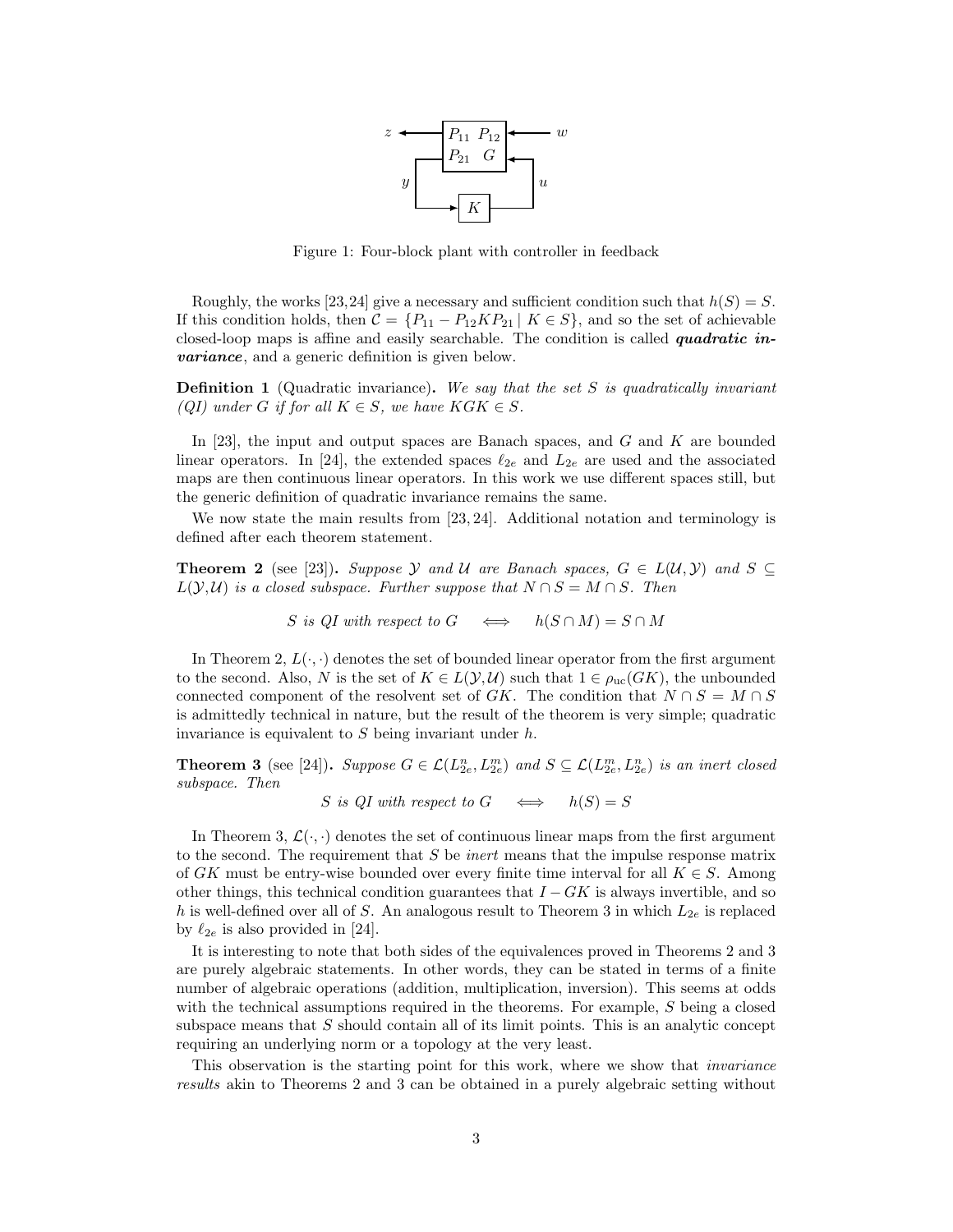Figure 1: Four-block plant with controller in feedback

Roughly, the works [23,24] give a necessary and sufficient condition such that $h(S) = S$. If this condition holds, then $\mathcal{C} = \{P_{11} - P_{12}KP_{21} \mid K \in S\}$, and so the set of achievable closed-loop maps is affine and easily searchable. The condition is called ***quadratic invariance***, and a generic definition is given below.

**Definition 1** (Quadratic invariance)**.** *We say that the set $S$ is quadratically invariant (QI) under $G$ if for all $K \in S$, we have $KGK \in S$.*

In [23], the input and output spaces are Banach spaces, and $G$ and $K$ are bounded linear operators. In [24], the extended spaces $\ell_{2e}$ and $L_{2e}$ are used and the associated maps are then continuous linear operators. In this work we use different spaces still, but the generic definition of quadratic invariance remains the same.

We now state the main results from [23, 24]. Additional notation and terminology is defined after each theorem statement.

**Theorem 2** (see [23])**.** *Suppose $\mathcal{Y}$ and $\mathcal{U}$ are Banach spaces, $G \in L(\mathcal{U}, \mathcal{Y})$ and $S \subseteq L(\mathcal{Y}, \mathcal{U})$ is a closed subspace. Further suppose that $N \cap S = M \cap S$. Then*

$$S \text{ is QI with respect to } G \quad \Longleftrightarrow \quad h(S \cap M) = S \cap M$$

In Theorem 2, $L(\cdot, \cdot)$ denotes the set of bounded linear operator from the first argument to the second. Also, $N$ is the set of $K \in L(\mathcal{Y}, \mathcal{U})$ such that $1 \in \rho_{\mathrm{uc}}(GK)$, the unbounded connected component of the resolvent set of $GK$. The condition that $N \cap S = M \cap S$ is admittedly technical in nature, but the result of the theorem is very simple; quadratic invariance is equivalent to $S$ being invariant under $h$.

**Theorem 3** (see [24])**.** *Suppose $G \in \mathcal{L}(L_{2e}^n, L_{2e}^m)$ and $S \subseteq \mathcal{L}(L_{2e}^m, L_{2e}^n)$ is an inert closed subspace. Then*

$$S \text{ is QI with respect to } G \quad \Longleftrightarrow \quad h(S) = S$$

In Theorem 3, $\mathcal{L}(\cdot, \cdot)$ denotes the set of continuous linear maps from the first argument to the second. The requirement that $S$ be *inert* means that the impulse response matrix of $GK$ must be entry-wise bounded over every finite time interval for all $K \in S$. Among other things, this technical condition guarantees that $I - GK$ is always invertible, and so $h$ is well-defined over all of $S$. An analogous result to Theorem 3 in which $L_{2e}$ is replaced by $\ell_{2e}$ is also provided in [24].

It is interesting to note that both sides of the equivalences proved in Theorems 2 and 3 are purely algebraic statements. In other words, they can be stated in terms of a finite number of algebraic operations (addition, multiplication, inversion). This seems at odds with the technical assumptions required in the theorems. For example, $S$ being a closed subspace means that $S$ should contain all of its limit points. This is an analytic concept requiring an underlying norm or a topology at the very least.

This observation is the starting point for this work, where we show that *invariance results* akin to Theorems 2 and 3 can be obtained in a purely algebraic setting without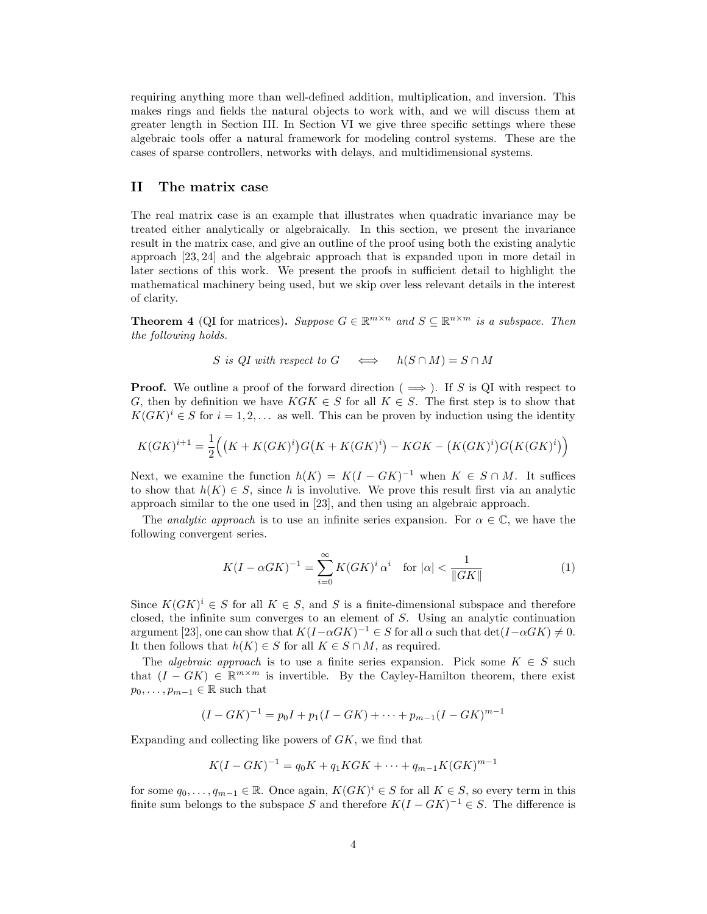requiring anything more than well-defined addition, multiplication, and inversion. This makes rings and fields the natural objects to work with, and we will discuss them at greater length in Section III. In Section VI we give three specific settings where these algebraic tools offer a natural framework for modeling control systems. These are the cases of sparse controllers, networks with delays, and multidimensional systems.

## II The matrix case

The real matrix case is an example that illustrates when quadratic invariance may be treated either analytically or algebraically. In this section, we present the invariance result in the matrix case, and give an outline of the proof using both the existing analytic approach [23, 24] and the algebraic approach that is expanded upon in more detail in later sections of this work. We present the proofs in sufficient detail to highlight the mathematical machinery being used, but we skip over less relevant details in the interest of clarity.

**Theorem 4** (QI for matrices). *Suppose $G \in \mathbb{R}^{m\times n}$ and $S \subseteq \mathbb{R}^{n\times m}$ is a subspace. Then the following holds.*

$$S \text{ is QI with respect to } G \quad \Longleftrightarrow \quad h(S \cap M) = S \cap M$$

**Proof.** We outline a proof of the forward direction ( $\Longrightarrow$ ). If $S$ is QI with respect to $G$, then by definition we have $KGK \in S$ for all $K \in S$. The first step is to show that $K(GK)^i \in S$ for $i = 1, 2, \dots$ as well. This can be proven by induction using the identity

$$K(GK)^{i+1} = \frac{1}{2}\Big(\big(K + K(GK)^i\big)G\big(K + K(GK)^i\big) - KGK - \big(K(GK)^i\big)G\big(K(GK)^i\big)\Big)$$

Next, we examine the function $h(K) = K(I - GK)^{-1}$ when $K \in S \cap M$. It suffices to show that $h(K) \in S$, since $h$ is involutive. We prove this result first via an analytic approach similar to the one used in [23], and then using an algebraic approach.

The *analytic approach* is to use an infinite series expansion. For $\alpha \in \mathbb{C}$, we have the following convergent series.

$$K(I - \alpha GK)^{-1} = \sum_{i=0}^{\infty} K(GK)^i \, \alpha^i \quad \text{for } |\alpha| < \frac{1}{\|GK\|} \tag{1}$$

Since $K(GK)^i \in S$ for all $K \in S$, and $S$ is a finite-dimensional subspace and therefore closed, the infinite sum converges to an element of $S$. Using an analytic continuation argument [23], one can show that $K(I-\alpha GK)^{-1} \in S$ for all $\alpha$ such that $\det(I-\alpha GK) \neq 0$. It then follows that $h(K) \in S$ for all $K \in S \cap M$, as required.

The *algebraic approach* is to use a finite series expansion. Pick some $K \in S$ such that $(I - GK) \in \mathbb{R}^{m\times m}$ is invertible. By the Cayley-Hamilton theorem, there exist $p_0, \dots, p_{m-1} \in \mathbb{R}$ such that

$$(I - GK)^{-1} = p_0 I + p_1(I - GK) + \cdots + p_{m-1}(I - GK)^{m-1}$$

Expanding and collecting like powers of $GK$, we find that

$$K(I - GK)^{-1} = q_0 K + q_1 KGK + \cdots + q_{m-1} K(GK)^{m-1}$$

for some $q_0, \dots, q_{m-1} \in \mathbb{R}$. Once again, $K(GK)^i \in S$ for all $K \in S$, so every term in this finite sum belongs to the subspace $S$ and therefore $K(I - GK)^{-1} \in S$. The difference is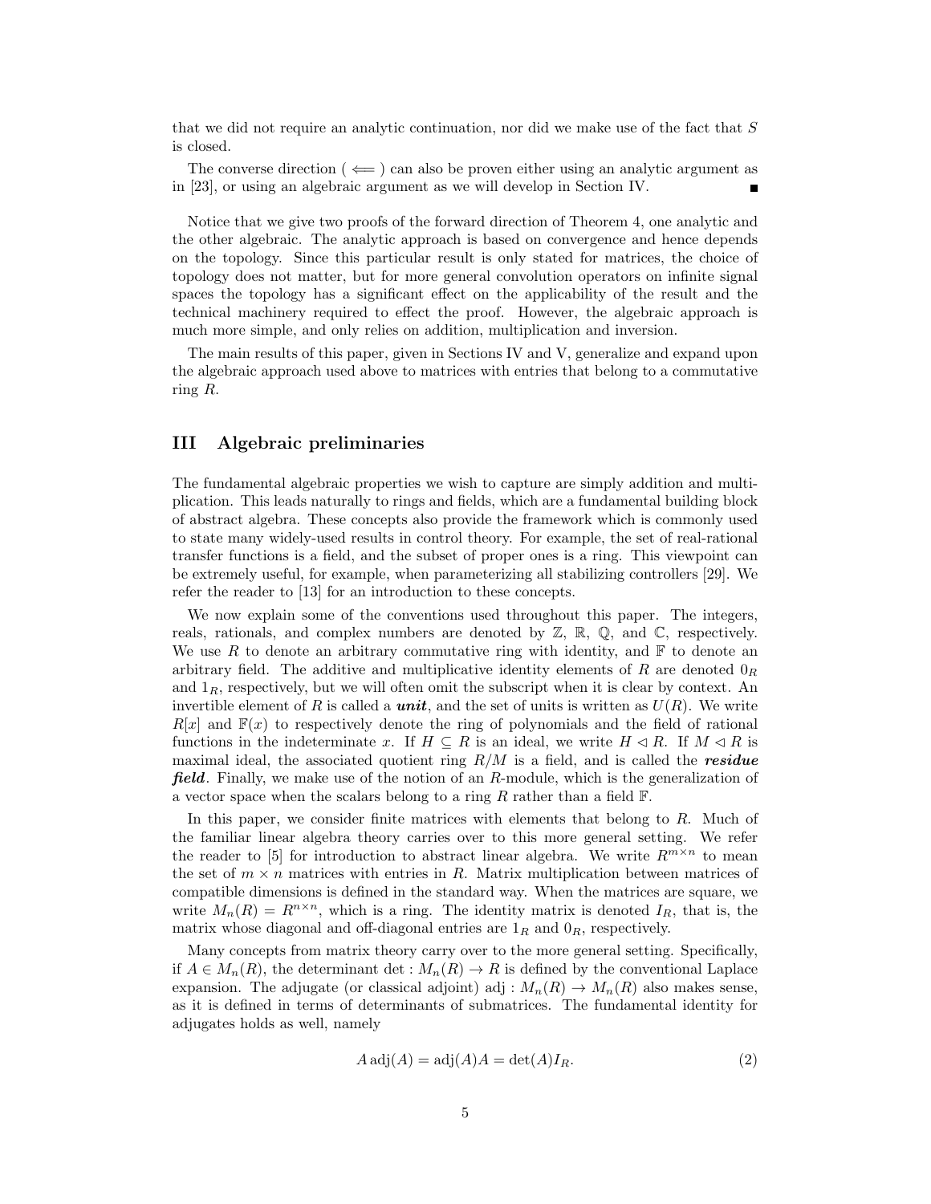that we did not require an analytic continuation, nor did we make use of the fact that $S$ is closed.

The converse direction ( $\Longleftarrow$ ) can also be proven either using an analytic argument as in [23], or using an algebraic argument as we will develop in Section IV. ∎

Notice that we give two proofs of the forward direction of Theorem 4, one analytic and the other algebraic. The analytic approach is based on convergence and hence depends on the topology. Since this particular result is only stated for matrices, the choice of topology does not matter, but for more general convolution operators on infinite signal spaces the topology has a significant effect on the applicability of the result and the technical machinery required to effect the proof. However, the algebraic approach is much more simple, and only relies on addition, multiplication and inversion.

The main results of this paper, given in Sections IV and V, generalize and expand upon the algebraic approach used above to matrices with entries that belong to a commutative ring $R$.

## III Algebraic preliminaries

The fundamental algebraic properties we wish to capture are simply addition and multiplication. This leads naturally to rings and fields, which are a fundamental building block of abstract algebra. These concepts also provide the framework which is commonly used to state many widely-used results in control theory. For example, the set of real-rational transfer functions is a field, and the subset of proper ones is a ring. This viewpoint can be extremely useful, for example, when parameterizing all stabilizing controllers [29]. We refer the reader to [13] for an introduction to these concepts.

We now explain some of the conventions used throughout this paper. The integers, reals, rationals, and complex numbers are denoted by $\mathbb{Z}$, $\mathbb{R}$, $\mathbb{Q}$, and $\mathbb{C}$, respectively. We use $R$ to denote an arbitrary commutative ring with identity, and $\mathbb{F}$ to denote an arbitrary field. The additive and multiplicative identity elements of $R$ are denoted $0_R$ and $1_R$, respectively, but we will often omit the subscript when it is clear by context. An invertible element of $R$ is called a ***unit***, and the set of units is written as $U(R)$. We write $R[x]$ and $\mathbb{F}(x)$ to respectively denote the ring of polynomials and the field of rational functions in the indeterminate $x$. If $H \subseteq R$ is an ideal, we write $H \lhd R$. If $M \lhd R$ is maximal ideal, the associated quotient ring $R/M$ is a field, and is called the ***residue field***. Finally, we make use of the notion of an $R$-module, which is the generalization of a vector space when the scalars belong to a ring $R$ rather than a field $\mathbb{F}$.

In this paper, we consider finite matrices with elements that belong to $R$. Much of the familiar linear algebra theory carries over to this more general setting. We refer the reader to [5] for introduction to abstract linear algebra. We write $R^{m\times n}$ to mean the set of $m \times n$ matrices with entries in $R$. Matrix multiplication between matrices of compatible dimensions is defined in the standard way. When the matrices are square, we write $M_n(R) = R^{n\times n}$, which is a ring. The identity matrix is denoted $I_R$, that is, the matrix whose diagonal and off-diagonal entries are $1_R$ and $0_R$, respectively.

Many concepts from matrix theory carry over to the more general setting. Specifically, if $A \in M_n(R)$, the determinant $\det : M_n(R) \to R$ is defined by the conventional Laplace expansion. The adjugate (or classical adjoint) $\mathrm{adj} : M_n(R) \to M_n(R)$ also makes sense, as it is defined in terms of determinants of submatrices. The fundamental identity for adjugates holds as well, namely

$$A\,\mathrm{adj}(A) = \mathrm{adj}(A)A = \det(A)I_R. \tag{2}$$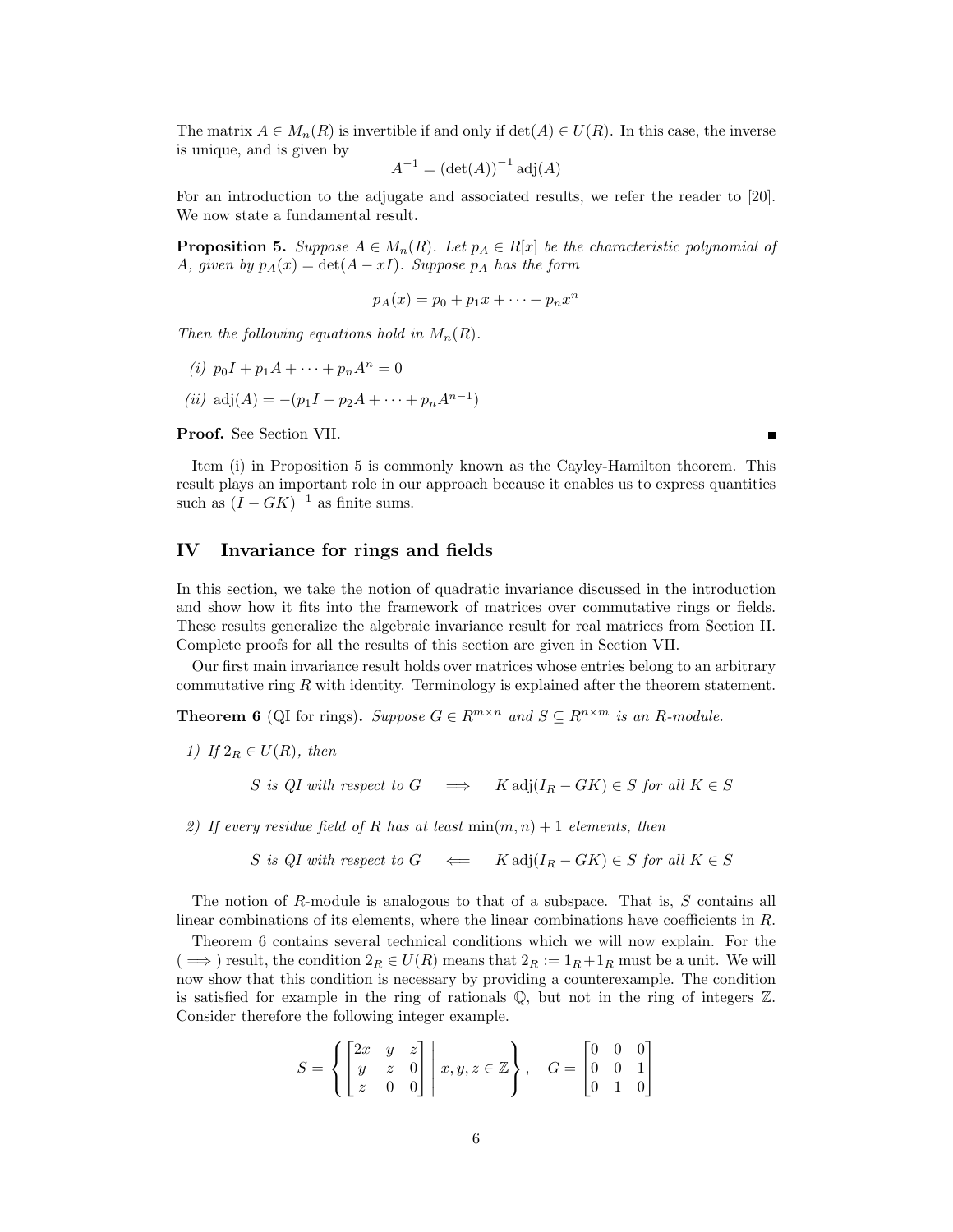The matrix $A \in M_n(R)$ is invertible if and only if $\det(A) \in U(R)$. In this case, the inverse is unique, and is given by

$$A^{-1} = (\det(A))^{-1} \operatorname{adj}(A)$$

For an introduction to the adjugate and associated results, we refer the reader to [20]. We now state a fundamental result.

**Proposition 5.** *Suppose $A \in M_n(R)$. Let $p_A \in R[x]$ be the characteristic polynomial of $A$, given by $p_A(x) = \det(A - xI)$. Suppose $p_A$ has the form*

$$p_A(x) = p_0 + p_1 x + \cdots + p_n x^n$$

*Then the following equations hold in $M_n(R)$.*

*(i)* $p_0 I + p_1 A + \cdots + p_n A^n = 0$

*(ii)* $\operatorname{adj}(A) = -(p_1 I + p_2 A + \cdots + p_n A^{n-1})$

**Proof.** See Section VII. ∎

Item (i) in Proposition 5 is commonly known as the Cayley-Hamilton theorem. This result plays an important role in our approach because it enables us to express quantities such as $(I - GK)^{-1}$ as finite sums.

## IV Invariance for rings and fields

In this section, we take the notion of quadratic invariance discussed in the introduction and show how it fits into the framework of matrices over commutative rings or fields. These results generalize the algebraic invariance result for real matrices from Section II. Complete proofs for all the results of this section are given in Section VII.

Our first main invariance result holds over matrices whose entries belong to an arbitrary commutative ring $R$ with identity. Terminology is explained after the theorem statement.

**Theorem 6** (QI for rings)**.** *Suppose $G \in R^{m \times n}$ and $S \subseteq R^{n \times m}$ is an $R$-module.*

*1) If $2_R \in U(R)$, then*

$$S \text{ is QI with respect to } G \quad \Longrightarrow \quad K \operatorname{adj}(I_R - GK) \in S \text{ for all } K \in S$$

*2) If every residue field of $R$ has at least $\min(m, n) + 1$ elements, then*

$$S \text{ is QI with respect to } G \quad \Longleftarrow \quad K \operatorname{adj}(I_R - GK) \in S \text{ for all } K \in S$$

The notion of $R$-module is analogous to that of a subspace. That is, $S$ contains all linear combinations of its elements, where the linear combinations have coefficients in $R$.

Theorem 6 contains several technical conditions which we will now explain. For the ($\Longrightarrow$) result, the condition $2_R \in U(R)$ means that $2_R := 1_R + 1_R$ must be a unit. We will now show that this condition is necessary by providing a counterexample. The condition is satisfied for example in the ring of rationals $\mathbb{Q}$, but not in the ring of integers $\mathbb{Z}$. Consider therefore the following integer example.

$$S = \left\{ \begin{bmatrix} 2x & y & z \\ y & z & 0 \\ z & 0 & 0 \end{bmatrix} \;\middle|\; x, y, z \in \mathbb{Z} \right\}, \quad G = \begin{bmatrix} 0 & 0 & 0 \\ 0 & 0 & 1 \\ 0 & 1 & 0 \end{bmatrix}$$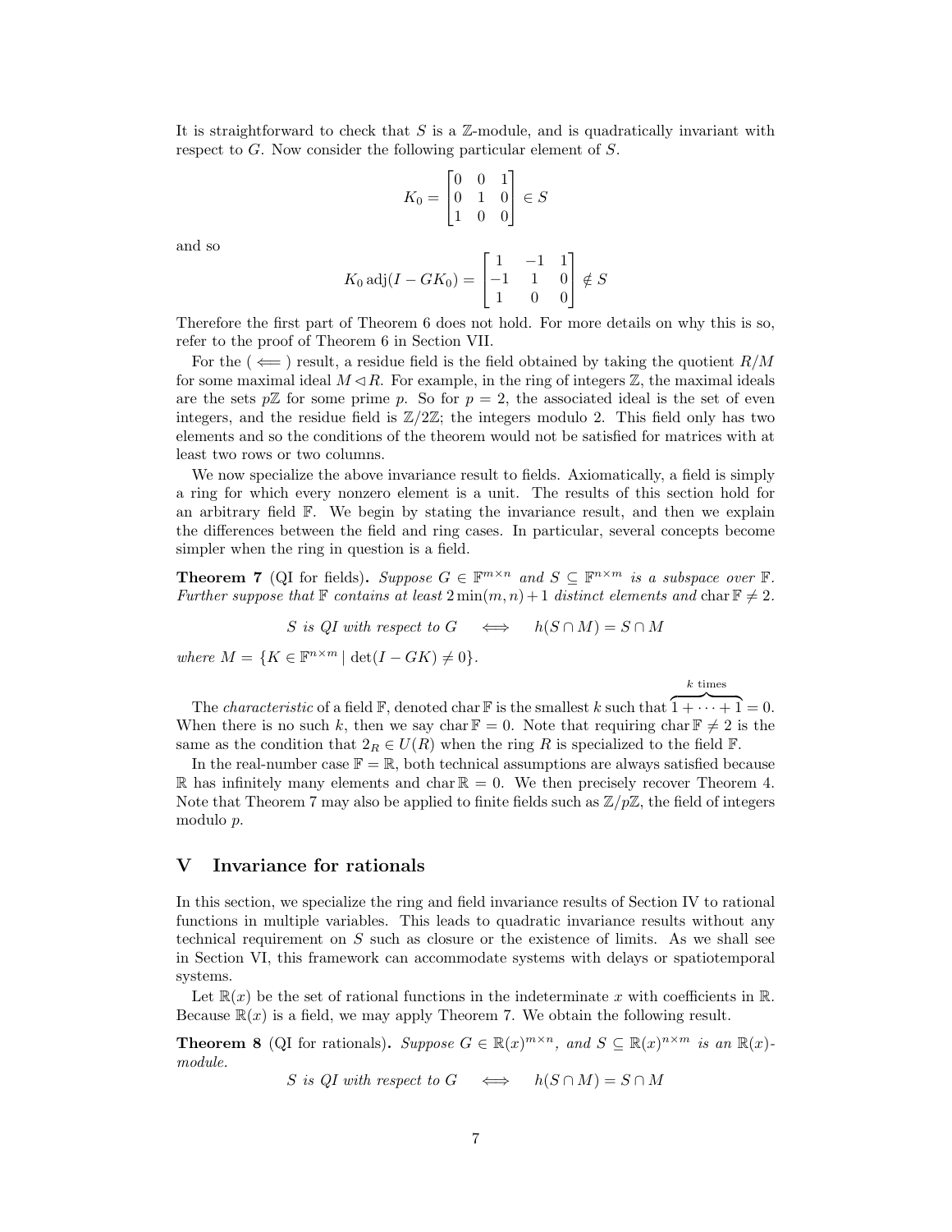It is straightforward to check that $S$ is a $\mathbb{Z}$-module, and is quadratically invariant with respect to $G$. Now consider the following particular element of $S$.

$$K_0 = \begin{bmatrix} 0 & 0 & 1 \\ 0 & 1 & 0 \\ 1 & 0 & 0 \end{bmatrix} \in S$$

and so

$$K_0 \operatorname{adj}(I - GK_0) = \begin{bmatrix} 1 & -1 & 1 \\ -1 & 1 & 0 \\ 1 & 0 & 0 \end{bmatrix} \notin S$$

Therefore the first part of Theorem 6 does not hold. For more details on why this is so, refer to the proof of Theorem 6 in Section VII.

For the ( $\Longleftarrow$ ) result, a residue field is the field obtained by taking the quotient $R/M$ for some maximal ideal $M \lhd R$. For example, in the ring of integers $\mathbb{Z}$, the maximal ideals are the sets $p\mathbb{Z}$ for some prime $p$. So for $p = 2$, the associated ideal is the set of even integers, and the residue field is $\mathbb{Z}/2\mathbb{Z}$; the integers modulo 2. This field only has two elements and so the conditions of the theorem would not be satisfied for matrices with at least two rows or two columns.

We now specialize the above invariance result to fields. Axiomatically, a field is simply a ring for which every nonzero element is a unit. The results of this section hold for an arbitrary field $\mathbb{F}$. We begin by stating the invariance result, and then we explain the differences between the field and ring cases. In particular, several concepts become simpler when the ring in question is a field.

**Theorem 7** (QI for fields)**.** *Suppose $G \in \mathbb{F}^{m\times n}$ and $S \subseteq \mathbb{F}^{n\times m}$ is a subspace over $\mathbb{F}$. Further suppose that $\mathbb{F}$ contains at least $2\min(m, n) + 1$ distinct elements and $\operatorname{char}\mathbb{F} \neq 2$.*

$$S \text{ is QI with respect to } G \quad \Longleftrightarrow \quad h(S \cap M) = S \cap M$$

*where $M = \{K \in \mathbb{F}^{n\times m} \mid \det(I - GK) \neq 0\}$.*

The *characteristic* of a field $\mathbb{F}$, denoted $\operatorname{char}\mathbb{F}$ is the smallest $k$ such that $\overbrace{1 + \cdots + 1}^{k \text{ times}} = 0$. When there is no such $k$, then we say $\operatorname{char}\mathbb{F} = 0$. Note that requiring $\operatorname{char}\mathbb{F} \neq 2$ is the same as the condition that $2_R \in U(R)$ when the ring $R$ is specialized to the field $\mathbb{F}$.

In the real-number case $\mathbb{F} = \mathbb{R}$, both technical assumptions are always satisfied because $\mathbb{R}$ has infinitely many elements and $\operatorname{char}\mathbb{R} = 0$. We then precisely recover Theorem 4. Note that Theorem 7 may also be applied to finite fields such as $\mathbb{Z}/p\mathbb{Z}$, the field of integers modulo $p$.

## V Invariance for rationals

In this section, we specialize the ring and field invariance results of Section IV to rational functions in multiple variables. This leads to quadratic invariance results without any technical requirement on $S$ such as closure or the existence of limits. As we shall see in Section VI, this framework can accommodate systems with delays or spatiotemporal systems.

Let $\mathbb{R}(x)$ be the set of rational functions in the indeterminate $x$ with coefficients in $\mathbb{R}$. Because $\mathbb{R}(x)$ is a field, we may apply Theorem 7. We obtain the following result.

**Theorem 8** (QI for rationals)**.** *Suppose $G \in \mathbb{R}(x)^{m\times n}$, and $S \subseteq \mathbb{R}(x)^{n\times m}$ is an $\mathbb{R}(x)$-module.*

$$S \text{ is QI with respect to } G \quad \Longleftrightarrow \quad h(S \cap M) = S \cap M$$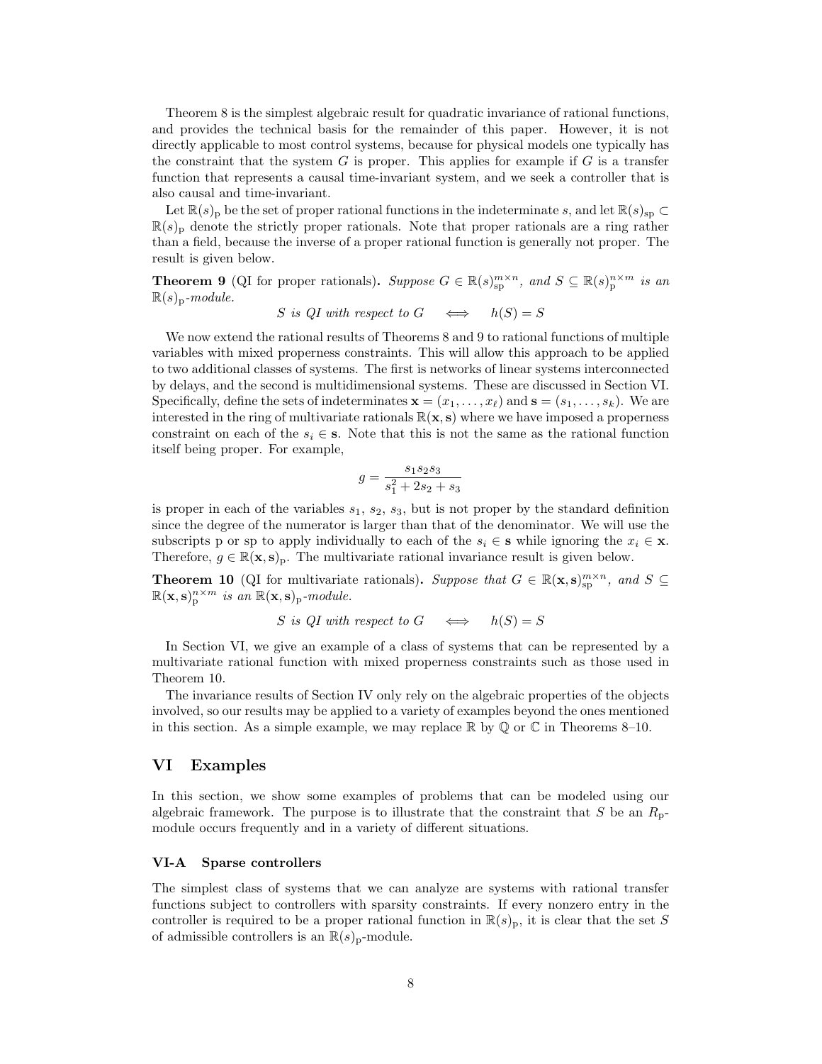Theorem 8 is the simplest algebraic result for quadratic invariance of rational functions, and provides the technical basis for the remainder of this paper. However, it is not directly applicable to most control systems, because for physical models one typically has the constraint that the system $G$ is proper. This applies for example if $G$ is a transfer function that represents a causal time-invariant system, and we seek a controller that is also causal and time-invariant.

Let $\mathbb{R}(s)_{\mathrm{p}}$ be the set of proper rational functions in the indeterminate $s$, and let $\mathbb{R}(s)_{\mathrm{sp}} \subset \mathbb{R}(s)_{\mathrm{p}}$ denote the strictly proper rationals. Note that proper rationals are a ring rather than a field, because the inverse of a proper rational function is generally not proper. The result is given below.

**Theorem 9** (QI for proper rationals)**.** *Suppose $G \in \mathbb{R}(s)_{\mathrm{sp}}^{m\times n}$, and $S \subseteq \mathbb{R}(s)_{\mathrm{p}}^{n\times m}$ is an $\mathbb{R}(s)_{\mathrm{p}}$-module.*

$$S \text{ is QI with respect to } G \quad \Longleftrightarrow \quad h(S) = S$$

We now extend the rational results of Theorems 8 and 9 to rational functions of multiple variables with mixed properness constraints. This will allow this approach to be applied to two additional classes of systems. The first is networks of linear systems interconnected by delays, and the second is multidimensional systems. These are discussed in Section VI. Specifically, define the sets of indeterminates $\mathbf{x} = (x_1, \ldots, x_\ell)$ and $\mathbf{s} = (s_1, \ldots, s_k)$. We are interested in the ring of multivariate rationals $\mathbb{R}(\mathbf{x}, \mathbf{s})$ where we have imposed a properness constraint on each of the $s_i \in \mathbf{s}$. Note that this is not the same as the rational function itself being proper. For example,

$$g = \frac{s_1 s_2 s_3}{s_1^2 + 2s_2 + s_3}$$

is proper in each of the variables $s_1$, $s_2$, $s_3$, but is not proper by the standard definition since the degree of the numerator is larger than that of the denominator. We will use the subscripts p or sp to apply individually to each of the $s_i \in \mathbf{s}$ while ignoring the $x_i \in \mathbf{x}$. Therefore, $g \in \mathbb{R}(\mathbf{x}, \mathbf{s})_{\mathrm{p}}$. The multivariate rational invariance result is given below.

**Theorem 10** (QI for multivariate rationals)**.** *Suppose that $G \in \mathbb{R}(\mathbf{x}, \mathbf{s})_{\mathrm{sp}}^{m\times n}$, and $S \subseteq \mathbb{R}(\mathbf{x}, \mathbf{s})_{\mathrm{p}}^{n\times m}$ is an $\mathbb{R}(\mathbf{x}, \mathbf{s})_{\mathrm{p}}$-module.*

$$S \text{ is QI with respect to } G \quad \Longleftrightarrow \quad h(S) = S$$

In Section VI, we give an example of a class of systems that can be represented by a multivariate rational function with mixed properness constraints such as those used in Theorem 10.

The invariance results of Section IV only rely on the algebraic properties of the objects involved, so our results may be applied to a variety of examples beyond the ones mentioned in this section. As a simple example, we may replace $\mathbb{R}$ by $\mathbb{Q}$ or $\mathbb{C}$ in Theorems 8–10.

## VI Examples

In this section, we show some examples of problems that can be modeled using our algebraic framework. The purpose is to illustrate that the constraint that $S$ be an $R_{\mathrm{p}}$-module occurs frequently and in a variety of different situations.

### VI-A Sparse controllers

The simplest class of systems that we can analyze are systems with rational transfer functions subject to controllers with sparsity constraints. If every nonzero entry in the controller is required to be a proper rational function in $\mathbb{R}(s)_{\mathrm{p}}$, it is clear that the set $S$ of admissible controllers is an $\mathbb{R}(s)_{\mathrm{p}}$-module.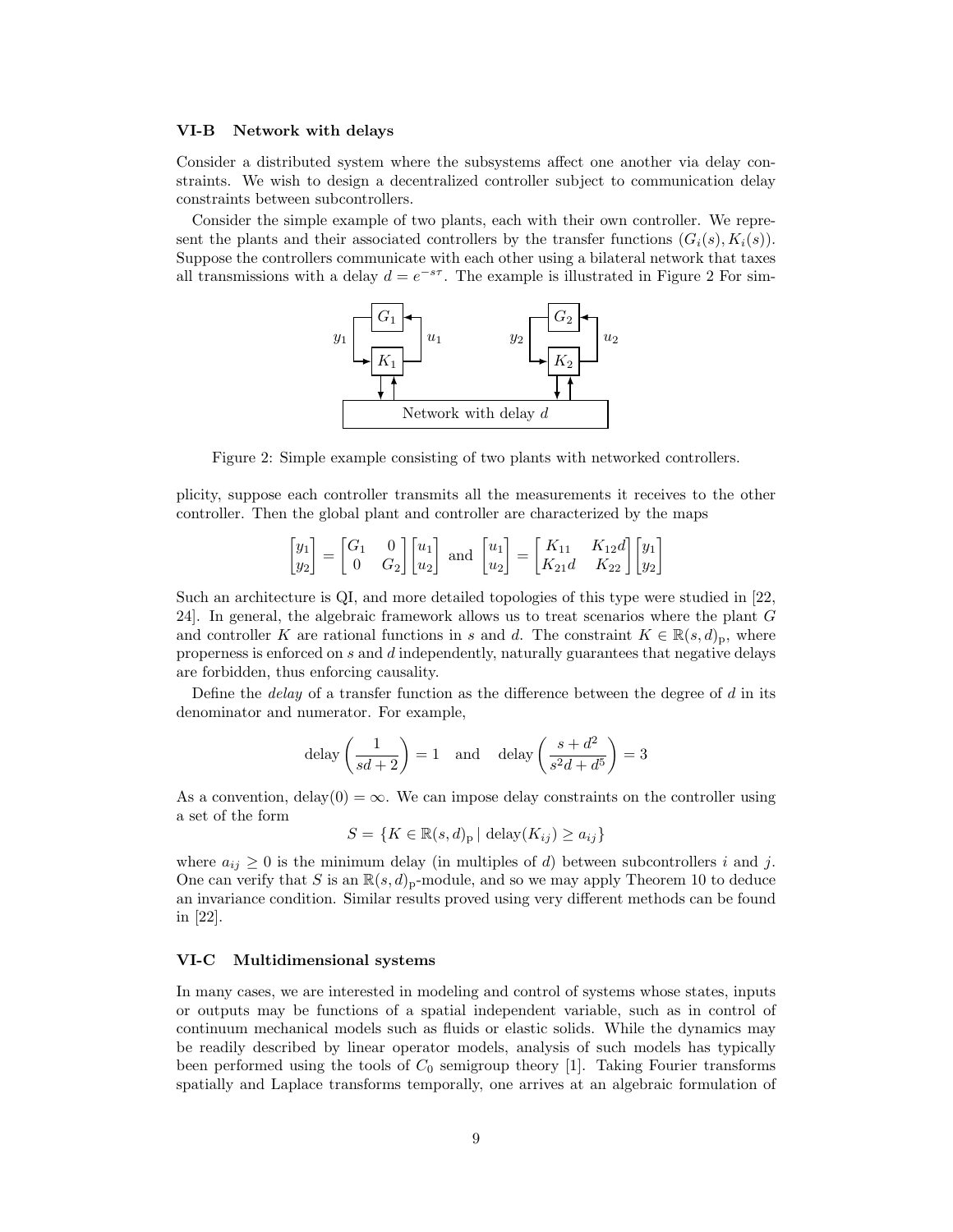### VI-B Network with delays

Consider a distributed system where the subsystems affect one another via delay constraints. We wish to design a decentralized controller subject to communication delay constraints between subcontrollers.

Consider the simple example of two plants, each with their own controller. We represent the plants and their associated controllers by the transfer functions $(G_i(s), K_i(s))$. Suppose the controllers communicate with each other using a bilateral network that taxes all transmissions with a delay $d = e^{-s\tau}$. The example is illustrated in Figure 2 For simplicity, suppose each controller transmits all the measurements it receives to the other controller. Then the global plant and controller are characterized by the maps

Figure 2: Simple example consisting of two plants with networked controllers.

$$\begin{bmatrix} y_1 \\ y_2 \end{bmatrix} = \begin{bmatrix} G_1 & 0 \\ 0 & G_2 \end{bmatrix} \begin{bmatrix} u_1 \\ u_2 \end{bmatrix} \text{ and } \begin{bmatrix} u_1 \\ u_2 \end{bmatrix} = \begin{bmatrix} K_{11} & K_{12}d \\ K_{21}d & K_{22} \end{bmatrix} \begin{bmatrix} y_1 \\ y_2 \end{bmatrix}$$

Such an architecture is QI, and more detailed topologies of this type were studied in [22, 24]. In general, the algebraic framework allows us to treat scenarios where the plant $G$ and controller $K$ are rational functions in $s$ and $d$. The constraint $K \in \mathbb{R}(s,d)_\mathrm{p}$, where properness is enforced on $s$ and $d$ independently, naturally guarantees that negative delays are forbidden, thus enforcing causality.

Define the *delay* of a transfer function as the difference between the degree of $d$ in its denominator and numerator. For example,

$$\text{delay}\left(\frac{1}{sd+2}\right) = 1 \quad \text{and} \quad \text{delay}\left(\frac{s+d^2}{s^2d+d^5}\right) = 3$$

As a convention, $\text{delay}(0) = \infty$. We can impose delay constraints on the controller using a set of the form

$$S = \{K \in \mathbb{R}(s,d)_\mathrm{p} \mid \text{delay}(K_{ij}) \geq a_{ij}\}$$

where $a_{ij} \geq 0$ is the minimum delay (in multiples of $d$) between subcontrollers $i$ and $j$. One can verify that $S$ is an $\mathbb{R}(s,d)_\mathrm{p}$-module, and so we may apply Theorem 10 to deduce an invariance condition. Similar results proved using very different methods can be found in [22].

### VI-C Multidimensional systems

In many cases, we are interested in modeling and control of systems whose states, inputs or outputs may be functions of a spatial independent variable, such as in control of continuum mechanical models such as fluids or elastic solids. While the dynamics may be readily described by linear operator models, analysis of such models has typically been performed using the tools of $C_0$ semigroup theory [1]. Taking Fourier transforms spatially and Laplace transforms temporally, one arrives at an algebraic formulation of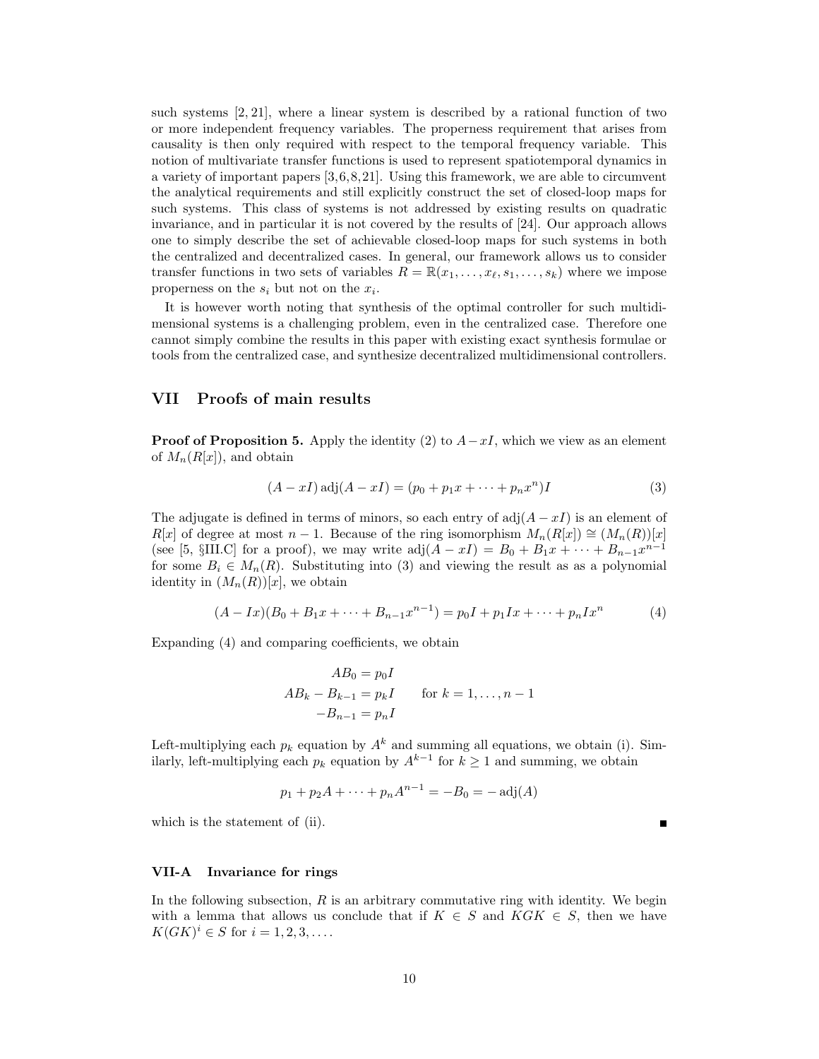such systems [2, 21], where a linear system is described by a rational function of two or more independent frequency variables. The properness requirement that arises from causality is then only required with respect to the temporal frequency variable. This notion of multivariate transfer functions is used to represent spatiotemporal dynamics in a variety of important papers [3,6,8,21]. Using this framework, we are able to circumvent the analytical requirements and still explicitly construct the set of closed-loop maps for such systems. This class of systems is not addressed by existing results on quadratic invariance, and in particular it is not covered by the results of [24]. Our approach allows one to simply describe the set of achievable closed-loop maps for such systems in both the centralized and decentralized cases. In general, our framework allows us to consider transfer functions in two sets of variables $R = \mathbb{R}(x_1, \ldots, x_\ell, s_1, \ldots, s_k)$ where we impose properness on the $s_i$ but not on the $x_i$.

It is however worth noting that synthesis of the optimal controller for such multidimensional systems is a challenging problem, even in the centralized case. Therefore one cannot simply combine the results in this paper with existing exact synthesis formulae or tools from the centralized case, and synthesize decentralized multidimensional controllers.

## VII Proofs of main results

**Proof of Proposition 5.** Apply the identity (2) to $A - xI$, which we view as an element of $M_n(R[x])$, and obtain

$$(A - xI)\,\mathrm{adj}(A - xI) = (p_0 + p_1 x + \cdots + p_n x^n)I \tag{3}$$

The adjugate is defined in terms of minors, so each entry of $\mathrm{adj}(A - xI)$ is an element of $R[x]$ of degree at most $n-1$. Because of the ring isomorphism $M_n(R[x]) \cong (M_n(R))[x]$ (see [5, §III.C] for a proof), we may write $\mathrm{adj}(A - xI) = B_0 + B_1 x + \cdots + B_{n-1}x^{n-1}$ for some $B_i \in M_n(R)$. Substituting into (3) and viewing the result as as a polynomial identity in $(M_n(R))[x]$, we obtain

$$(A - Ix)(B_0 + B_1 x + \cdots + B_{n-1}x^{n-1}) = p_0 I + p_1 I x + \cdots + p_n I x^n \tag{4}$$

Expanding (4) and comparing coefficients, we obtain

$$\begin{aligned} AB_0 &= p_0 I \\ AB_k - B_{k-1} &= p_k I \qquad \text{for } k = 1, \ldots, n-1 \\ -B_{n-1} &= p_n I \end{aligned}$$

Left-multiplying each $p_k$ equation by $A^k$ and summing all equations, we obtain (i). Similarly, left-multiplying each $p_k$ equation by $A^{k-1}$ for $k \geq 1$ and summing, we obtain

$$p_1 + p_2 A + \cdots + p_n A^{n-1} = -B_0 = -\,\mathrm{adj}(A)$$

which is the statement of (ii). ∎

### VII-A Invariance for rings

In the following subsection, $R$ is an arbitrary commutative ring with identity. We begin with a lemma that allows us conclude that if $K \in S$ and $KGK \in S$, then we have $K(GK)^i \in S$ for $i = 1, 2, 3, \ldots$.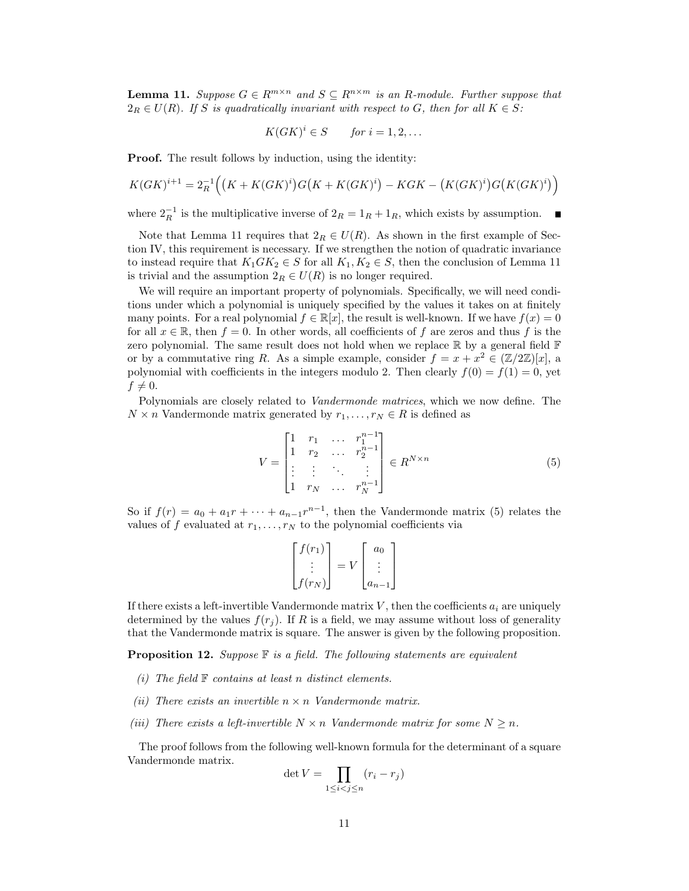**Lemma 11.** *Suppose $G \in R^{m \times n}$ and $S \subseteq R^{n \times m}$ is an $R$-module. Further suppose that $2_R \in U(R)$. If $S$ is quadratically invariant with respect to $G$, then for all $K \in S$:*

$$K(GK)^i \in S \qquad \text{for } i = 1, 2, \ldots$$

**Proof.** The result follows by induction, using the identity:

$$K(GK)^{i+1} = 2_R^{-1}\Big(\big(K + K(GK)^i\big)G\big(K + K(GK)^i\big) - KGK - \big(K(GK)^i\big)G\big(K(GK)^i\big)\Big)$$

where $2_R^{-1}$ is the multiplicative inverse of $2_R = 1_R + 1_R$, which exists by assumption. ∎

Note that Lemma 11 requires that $2_R \in U(R)$. As shown in the first example of Section IV, this requirement is necessary. If we strengthen the notion of quadratic invariance to instead require that $K_1 G K_2 \in S$ for all $K_1, K_2 \in S$, then the conclusion of Lemma 11 is trivial and the assumption $2_R \in U(R)$ is no longer required.

We will require an important property of polynomials. Specifically, we will need conditions under which a polynomial is uniquely specified by the values it takes on at finitely many points. For a real polynomial $f \in \mathbb{R}[x]$, the result is well-known. If we have $f(x) = 0$ for all $x \in \mathbb{R}$, then $f = 0$. In other words, all coefficients of $f$ are zeros and thus $f$ is the zero polynomial. The same result does not hold when we replace $\mathbb{R}$ by a general field $\mathbb{F}$ or by a commutative ring $R$. As a simple example, consider $f = x + x^2 \in (\mathbb{Z}/2\mathbb{Z})[x]$, a polynomial with coefficients in the integers modulo 2. Then clearly $f(0) = f(1) = 0$, yet $f \neq 0$.

Polynomials are closely related to *Vandermonde matrices*, which we now define. The $N \times n$ Vandermonde matrix generated by $r_1, \ldots, r_N \in R$ is defined as

$$V = \begin{bmatrix} 1 & r_1 & \ldots & r_1^{n-1} \\ 1 & r_2 & \ldots & r_2^{n-1} \\ \vdots & \vdots & \ddots & \vdots \\ 1 & r_N & \ldots & r_N^{n-1} \end{bmatrix} \in R^{N \times n} \tag{5}$$

So if $f(r) = a_0 + a_1 r + \cdots + a_{n-1} r^{n-1}$, then the Vandermonde matrix (5) relates the values of $f$ evaluated at $r_1, \ldots, r_N$ to the polynomial coefficients via

$$\begin{bmatrix} f(r_1) \\ \vdots \\ f(r_N) \end{bmatrix} = V \begin{bmatrix} a_0 \\ \vdots \\ a_{n-1} \end{bmatrix}$$

If there exists a left-invertible Vandermonde matrix $V$, then the coefficients $a_i$ are uniquely determined by the values $f(r_j)$. If $R$ is a field, we may assume without loss of generality that the Vandermonde matrix is square. The answer is given by the following proposition.

**Proposition 12.** *Suppose $\mathbb{F}$ is a field. The following statements are equivalent*

*(i) The field $\mathbb{F}$ contains at least $n$ distinct elements.*

*(ii) There exists an invertible $n \times n$ Vandermonde matrix.*

*(iii) There exists a left-invertible $N \times n$ Vandermonde matrix for some $N \geq n$.*

The proof follows from the following well-known formula for the determinant of a square Vandermonde matrix.

$$\det V = \prod_{1 \leq i < j \leq n} (r_i - r_j)$$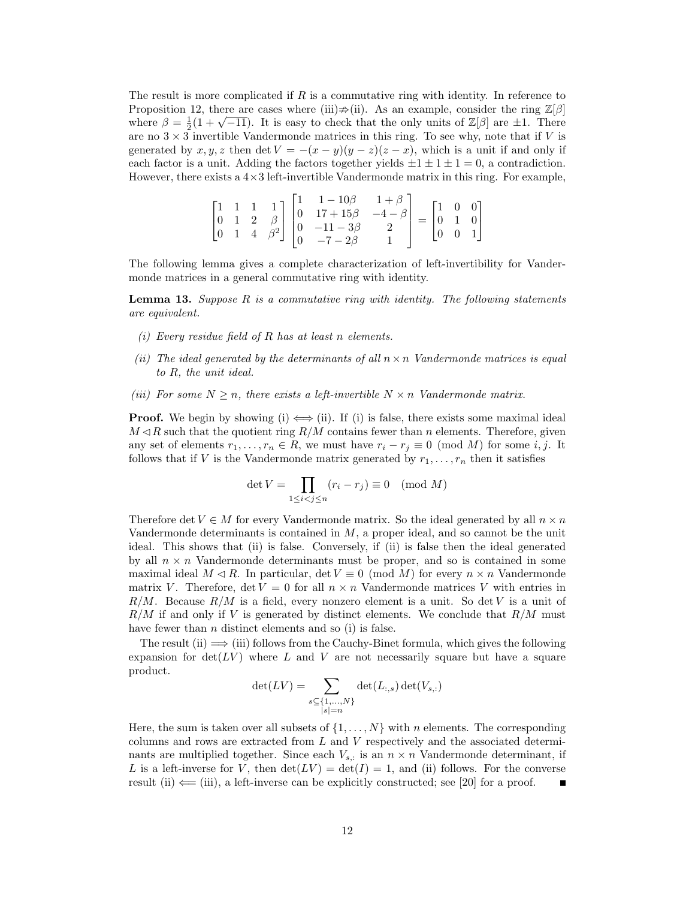The result is more complicated if $R$ is a commutative ring with identity. In reference to Proposition 12, there are cases where (iii)$\not\Rightarrow$(ii). As an example, consider the ring $\mathbb{Z}[\beta]$ where $\beta = \frac{1}{2}(1+\sqrt{-11})$. It is easy to check that the only units of $\mathbb{Z}[\beta]$ are $\pm 1$. There are no $3\times 3$ invertible Vandermonde matrices in this ring. To see why, note that if $V$ is generated by $x, y, z$ then $\det V = -(x-y)(y-z)(z-x)$, which is a unit if and only if each factor is a unit. Adding the factors together yields $\pm 1 \pm 1 \pm 1 = 0$, a contradiction. However, there exists a $4\times 3$ left-invertible Vandermonde matrix in this ring. For example,

$$\begin{bmatrix} 1 & 1 & 1 & 1 \\ 0 & 1 & 2 & \beta \\ 0 & 1 & 4 & \beta^2 \end{bmatrix} \begin{bmatrix} 1 & 1-10\beta & 1+\beta \\ 0 & 17+15\beta & -4-\beta \\ 0 & -11-3\beta & 2 \\ 0 & -7-2\beta & 1 \end{bmatrix} = \begin{bmatrix} 1 & 0 & 0 \\ 0 & 1 & 0 \\ 0 & 0 & 1 \end{bmatrix}$$

The following lemma gives a complete characterization of left-invertibility for Vandermonde matrices in a general commutative ring with identity.

**Lemma 13.** *Suppose $R$ is a commutative ring with identity. The following statements are equivalent.*

*(i) Every residue field of $R$ has at least $n$ elements.*

*(ii) The ideal generated by the determinants of all $n\times n$ Vandermonde matrices is equal to $R$, the unit ideal.*

*(iii) For some $N \geq n$, there exists a left-invertible $N\times n$ Vandermonde matrix.*

**Proof.** We begin by showing (i) $\iff$ (ii). If (i) is false, there exists some maximal ideal $M \lhd R$ such that the quotient ring $R/M$ contains fewer than $n$ elements. Therefore, given any set of elements $r_1, \ldots, r_n \in R$, we must have $r_i - r_j \equiv 0 \pmod{M}$ for some $i, j$. It follows that if $V$ is the Vandermonde matrix generated by $r_1, \ldots, r_n$ then it satisfies

$$\det V = \prod_{1\leq i<j\leq n} (r_i - r_j) \equiv 0 \pmod{M}$$

Therefore $\det V \in M$ for every Vandermonde matrix. So the ideal generated by all $n\times n$ Vandermonde determinants is contained in $M$, a proper ideal, and so cannot be the unit ideal. This shows that (ii) is false. Conversely, if (ii) is false then the ideal generated by all $n\times n$ Vandermonde determinants must be proper, and so is contained in some maximal ideal $M \lhd R$. In particular, $\det V \equiv 0 \pmod{M}$ for every $n\times n$ Vandermonde matrix $V$. Therefore, $\det V = 0$ for all $n\times n$ Vandermonde matrices $V$ with entries in $R/M$. Because $R/M$ is a field, every nonzero element is a unit. So $\det V$ is a unit of $R/M$ if and only if $V$ is generated by distinct elements. We conclude that $R/M$ must have fewer than $n$ distinct elements and so (i) is false.

The result (ii) $\Longrightarrow$ (iii) follows from the Cauchy-Binet formula, which gives the following expansion for $\det(LV)$ where $L$ and $V$ are not necessarily square but have a square product.

$$\det(LV) = \sum_{\substack{s\subseteq\{1,\ldots,N\} \\ |s|=n}} \det(L_{:,s})\det(V_{s,:})$$

Here, the sum is taken over all subsets of $\{1, \ldots, N\}$ with $n$ elements. The corresponding columns and rows are extracted from $L$ and $V$ respectively and the associated determinants are multiplied together. Since each $V_{s,:}$ is an $n\times n$ Vandermonde determinant, if $L$ is a left-inverse for $V$, then $\det(LV) = \det(I) = 1$, and (ii) follows. For the converse result (ii) $\Longleftarrow$ (iii), a left-inverse can be explicitly constructed; see [20] for a proof. ∎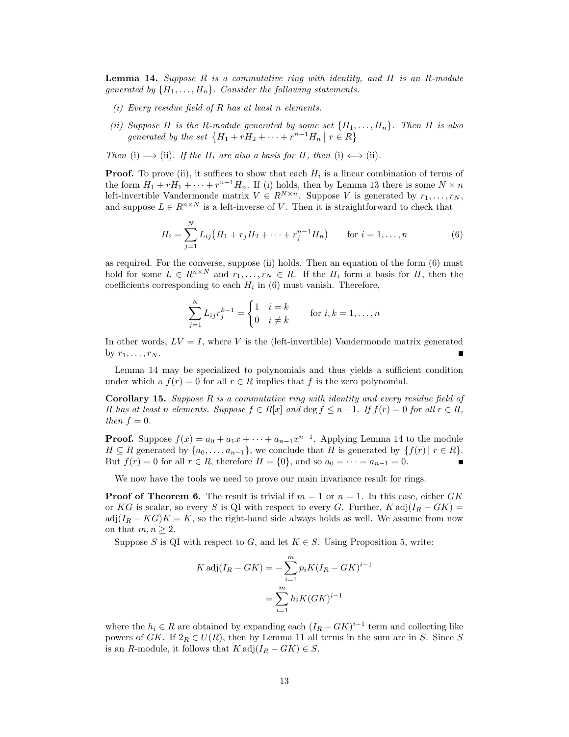**Lemma 14.** *Suppose $R$ is a commutative ring with identity, and $H$ is an $R$-module generated by $\{H_1, \dots, H_n\}$. Consider the following statements.*

*(i) Every residue field of $R$ has at least $n$ elements.*

*(ii) Suppose $H$ is the $R$-module generated by some set $\{H_1, \dots, H_n\}$. Then $H$ is also generated by the set $\{H_1 + rH_2 + \cdots + r^{n-1}H_n \mid r \in R\}$*

*Then* (i) $\Longrightarrow$ (ii). *If the $H_i$ are also a basis for $H$, then* (i) $\Longleftrightarrow$ (ii).

**Proof.** To prove (ii), it suffices to show that each $H_i$ is a linear combination of terms of the form $H_1 + rH_1 + \cdots + r^{n-1}H_n$. If (i) holds, then by Lemma 13 there is some $N \times n$ left-invertible Vandermonde matrix $V \in R^{N \times n}$. Suppose $V$ is generated by $r_1, \dots, r_N$, and suppose $L \in R^{n \times N}$ is a left-inverse of $V$. Then it is straightforward to check that

$$H_i = \sum_{j=1}^{N} L_{ij}\big(H_1 + r_j H_2 + \cdots + r_j^{n-1} H_n\big) \qquad \text{for } i = 1, \dots, n \tag{6}$$

as required. For the converse, suppose (ii) holds. Then an equation of the form (6) must hold for some $L \in R^{n \times N}$ and $r_1, \dots, r_N \in R$. If the $H_i$ form a basis for $H$, then the coefficients corresponding to each $H_i$ in (6) must vanish. Therefore,

$$\sum_{j=1}^{N} L_{ij} r_j^{k-1} = \begin{cases} 1 & i = k \\ 0 & i \neq k \end{cases} \qquad \text{for } i, k = 1, \dots, n$$

In other words, $LV = I$, where $V$ is the (left-invertible) Vandermonde matrix generated by $r_1, \dots, r_N$. ∎

Lemma 14 may be specialized to polynomials and thus yields a sufficient condition under which a $f(r) = 0$ for all $r \in R$ implies that $f$ is the zero polynomial.

**Corollary 15.** *Suppose $R$ is a commutative ring with identity and every residue field of $R$ has at least $n$ elements. Suppose $f \in R[x]$ and $\deg f \leq n-1$. If $f(r) = 0$ for all $r \in R$, then $f = 0$.*

**Proof.** Suppose $f(x) = a_0 + a_1 x + \cdots + a_{n-1}x^{n-1}$. Applying Lemma 14 to the module $H \subseteq R$ generated by $\{a_0, \dots, a_{n-1}\}$, we conclude that $H$ is generated by $\{f(r) \mid r \in R\}$. But $f(r) = 0$ for all $r \in R$, therefore $H = \{0\}$, and so $a_0 = \cdots = a_{n-1} = 0$. ∎

We now have the tools we need to prove our main invariance result for rings.

**Proof of Theorem 6.** The result is trivial if $m = 1$ or $n = 1$. In this case, either $GK$ or $KG$ is scalar, so every $S$ is QI with respect to every $G$. Further, $K \operatorname{adj}(I_R - GK) = \operatorname{adj}(I_R - KG)K = K$, so the right-hand side always holds as well. We assume from now on that $m, n \geq 2$.

Suppose $S$ is QI with respect to $G$, and let $K \in S$. Using Proposition 5, write:

$$\begin{aligned} K \operatorname{adj}(I_R - GK) &= -\sum_{i=1}^{m} p_i K (I_R - GK)^{i-1} \\ &= \sum_{i=1}^{m} h_i K (GK)^{i-1} \end{aligned}$$

where the $h_i \in R$ are obtained by expanding each $(I_R - GK)^{i-1}$ term and collecting like powers of $GK$. If $2_R \in U(R)$, then by Lemma 11 all terms in the sum are in $S$. Since $S$ is an $R$-module, it follows that $K \operatorname{adj}(I_R - GK) \in S$.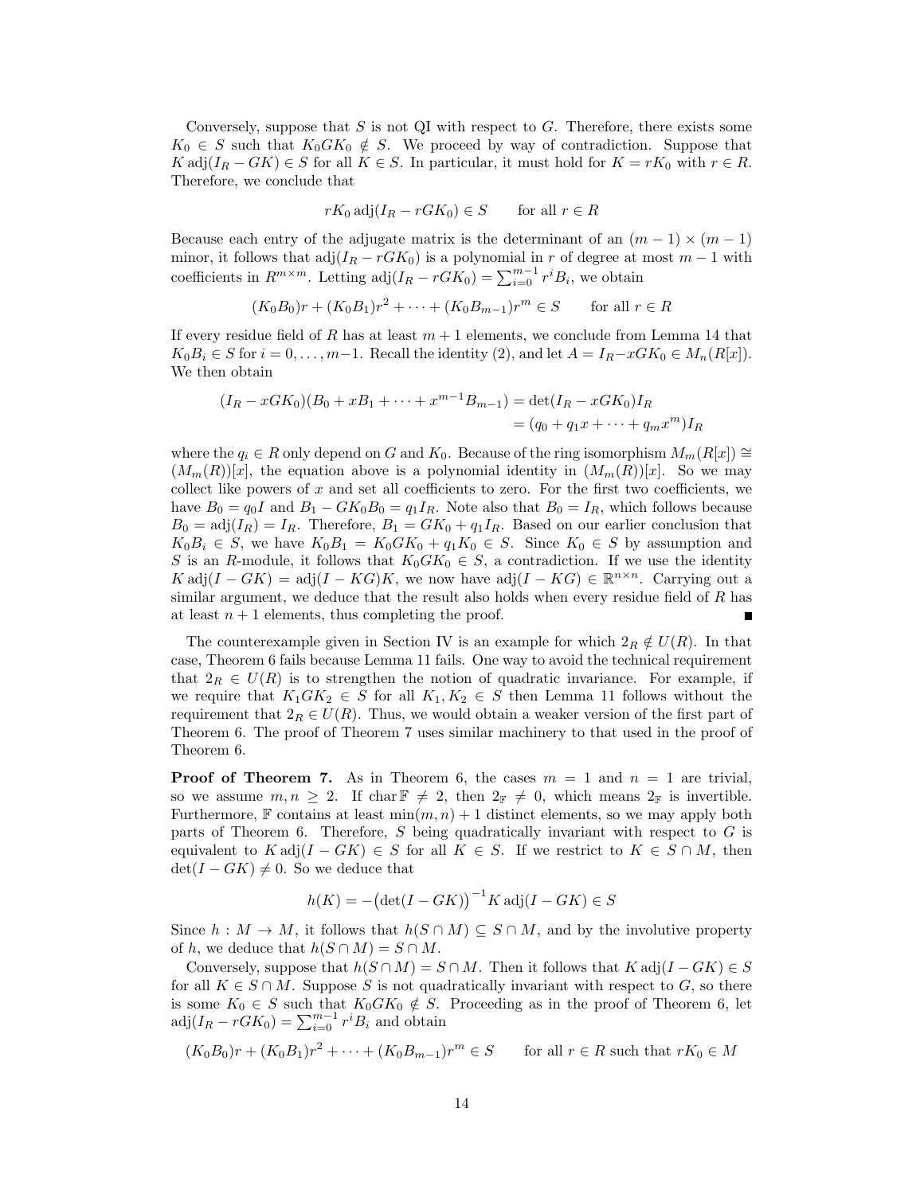Conversely, suppose that $S$ is not QI with respect to $G$. Therefore, there exists some $K_0 \in S$ such that $K_0 G K_0 \notin S$. We proceed by way of contradiction. Suppose that $K \operatorname{adj}(I_R - GK) \in S$ for all $K \in S$. In particular, it must hold for $K = rK_0$ with $r \in R$. Therefore, we conclude that

$$rK_0 \operatorname{adj}(I_R - rGK_0) \in S \qquad \text{for all } r \in R$$

Because each entry of the adjugate matrix is the determinant of an $(m-1) \times (m-1)$ minor, it follows that $\operatorname{adj}(I_R - rGK_0)$ is a polynomial in $r$ of degree at most $m-1$ with coefficients in $R^{m\times m}$. Letting $\operatorname{adj}(I_R - rGK_0) = \sum_{i=0}^{m-1} r^i B_i$, we obtain

$$(K_0 B_0)r + (K_0 B_1)r^2 + \cdots + (K_0 B_{m-1})r^m \in S \qquad \text{for all } r \in R$$

If every residue field of $R$ has at least $m+1$ elements, we conclude from Lemma 14 that $K_0 B_i \in S$ for $i = 0, \ldots, m-1$. Recall the identity (2), and let $A = I_R - xGK_0 \in M_n(R[x])$. We then obtain

$$\begin{aligned}(I_R - xGK_0)(B_0 + xB_1 + \cdots + x^{m-1}B_{m-1}) &= \det(I_R - xGK_0)I_R \\ &= (q_0 + q_1 x + \cdots + q_m x^m)I_R\end{aligned}$$

where the $q_i \in R$ only depend on $G$ and $K_0$. Because of the ring isomorphism $M_m(R[x]) \cong (M_m(R))[x]$, the equation above is a polynomial identity in $(M_m(R))[x]$. So we may collect like powers of $x$ and set all coefficients to zero. For the first two coefficients, we have $B_0 = q_0 I$ and $B_1 - GK_0 B_0 = q_1 I_R$. Note also that $B_0 = I_R$, which follows because $B_0 = \operatorname{adj}(I_R) = I_R$. Therefore, $B_1 = GK_0 + q_1 I_R$. Based on our earlier conclusion that $K_0 B_i \in S$, we have $K_0 B_1 = K_0 G K_0 + q_1 K_0 \in S$. Since $K_0 \in S$ by assumption and $S$ is an $R$-module, it follows that $K_0 G K_0 \in S$, a contradiction. If we use the identity $K \operatorname{adj}(I - GK) = \operatorname{adj}(I - KG)K$, we now have $\operatorname{adj}(I - KG) \in \mathbb{R}^{n\times n}$. Carrying out a similar argument, we deduce that the result also holds when every residue field of $R$ has at least $n+1$ elements, thus completing the proof. ∎

The counterexample given in Section IV is an example for which $2_R \notin U(R)$. In that case, Theorem 6 fails because Lemma 11 fails. One way to avoid the technical requirement that $2_R \in U(R)$ is to strengthen the notion of quadratic invariance. For example, if we require that $K_1 G K_2 \in S$ for all $K_1, K_2 \in S$ then Lemma 11 follows without the requirement that $2_R \in U(R)$. Thus, we would obtain a weaker version of the first part of Theorem 6. The proof of Theorem 7 uses similar machinery to that used in the proof of Theorem 6.

**Proof of Theorem 7.** As in Theorem 6, the cases $m = 1$ and $n = 1$ are trivial, so we assume $m, n \geq 2$. If $\operatorname{char} \mathbb{F} \neq 2$, then $2_\mathbb{F} \neq 0$, which means $2_\mathbb{F}$ is invertible. Furthermore, $\mathbb{F}$ contains at least $\min(m, n) + 1$ distinct elements, so we may apply both parts of Theorem 6. Therefore, $S$ being quadratically invariant with respect to $G$ is equivalent to $K \operatorname{adj}(I - GK) \in S$ for all $K \in S$. If we restrict to $K \in S \cap M$, then $\det(I - GK) \neq 0$. So we deduce that

$$h(K) = -\big(\det(I - GK)\big)^{-1} K \operatorname{adj}(I - GK) \in S$$

Since $h : M \to M$, it follows that $h(S \cap M) \subseteq S \cap M$, and by the involutive property of $h$, we deduce that $h(S \cap M) = S \cap M$.

Conversely, suppose that $h(S \cap M) = S \cap M$. Then it follows that $K \operatorname{adj}(I - GK) \in S$ for all $K \in S \cap M$. Suppose $S$ is not quadratically invariant with respect to $G$, so there is some $K_0 \in S$ such that $K_0 G K_0 \notin S$. Proceeding as in the proof of Theorem 6, let $\operatorname{adj}(I_R - rGK_0) = \sum_{i=0}^{m-1} r^i B_i$ and obtain

$$(K_0 B_0)r + (K_0 B_1)r^2 + \cdots + (K_0 B_{m-1})r^m \in S \qquad \text{for all } r \in R \text{ such that } rK_0 \in M$$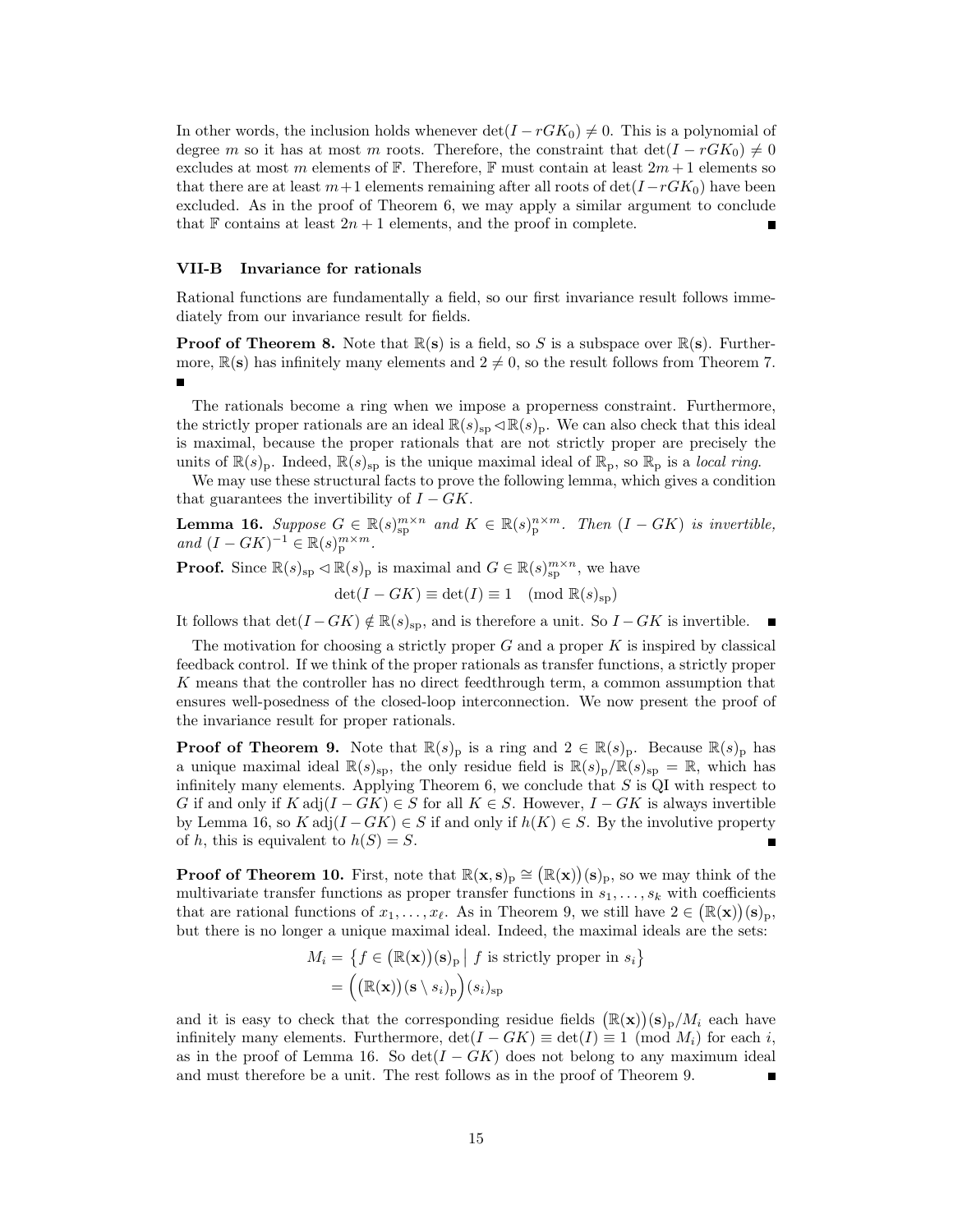In other words, the inclusion holds whenever $\det(I - rGK_0) \neq 0$. This is a polynomial of degree $m$ so it has at most $m$ roots. Therefore, the constraint that $\det(I - rGK_0) \neq 0$ excludes at most $m$ elements of $\mathbb{F}$. Therefore, $\mathbb{F}$ must contain at least $2m + 1$ elements so that there are at least $m+1$ elements remaining after all roots of $\det(I-rGK_0)$ have been excluded. As in the proof of Theorem 6, we may apply a similar argument to conclude that $\mathbb{F}$ contains at least $2n + 1$ elements, and the proof in complete. ∎

### VII-B Invariance for rationals

Rational functions are fundamentally a field, so our first invariance result follows immediately from our invariance result for fields.

**Proof of Theorem 8.** Note that $\mathbb{R}(\mathbf{s})$ is a field, so $S$ is a subspace over $\mathbb{R}(\mathbf{s})$. Furthermore, $\mathbb{R}(\mathbf{s})$ has infinitely many elements and $2 \neq 0$, so the result follows from Theorem 7. ∎

The rationals become a ring when we impose a properness constraint. Furthermore, the strictly proper rationals are an ideal $\mathbb{R}(s)_{\mathrm{sp}} \lhd \mathbb{R}(s)_{\mathrm{p}}$. We can also check that this ideal is maximal, because the proper rationals that are not strictly proper are precisely the units of $\mathbb{R}(s)_{\mathrm{p}}$. Indeed, $\mathbb{R}(s)_{\mathrm{sp}}$ is the unique maximal ideal of $\mathbb{R}_{\mathrm{p}}$, so $\mathbb{R}_{\mathrm{p}}$ is a *local ring*.

We may use these structural facts to prove the following lemma, which gives a condition that guarantees the invertibility of $I - GK$.

**Lemma 16.** *Suppose $G \in \mathbb{R}(s)_{\mathrm{sp}}^{m\times n}$ and $K \in \mathbb{R}(s)_{\mathrm{p}}^{n\times m}$. Then $(I - GK)$ is invertible, and $(I - GK)^{-1} \in \mathbb{R}(s)_{\mathrm{p}}^{m\times m}$.*

**Proof.** Since $\mathbb{R}(s)_{\mathrm{sp}} \lhd \mathbb{R}(s)_{\mathrm{p}}$ is maximal and $G \in \mathbb{R}(s)_{\mathrm{sp}}^{m\times n}$, we have

$$\det(I - GK) \equiv \det(I) \equiv 1 \pmod{\mathbb{R}(s)_{\mathrm{sp}}}$$

It follows that $\det(I - GK) \notin \mathbb{R}(s)_{\mathrm{sp}}$, and is therefore a unit. So $I - GK$ is invertible. ∎

The motivation for choosing a strictly proper $G$ and a proper $K$ is inspired by classical feedback control. If we think of the proper rationals as transfer functions, a strictly proper $K$ means that the controller has no direct feedthrough term, a common assumption that ensures well-posedness of the closed-loop interconnection. We now present the proof of the invariance result for proper rationals.

**Proof of Theorem 9.** Note that $\mathbb{R}(s)_{\mathrm{p}}$ is a ring and $2 \in \mathbb{R}(s)_{\mathrm{p}}$. Because $\mathbb{R}(s)_{\mathrm{p}}$ has a unique maximal ideal $\mathbb{R}(s)_{\mathrm{sp}}$, the only residue field is $\mathbb{R}(s)_{\mathrm{p}}/\mathbb{R}(s)_{\mathrm{sp}} = \mathbb{R}$, which has infinitely many elements. Applying Theorem 6, we conclude that $S$ is QI with respect to $G$ if and only if $K \operatorname{adj}(I - GK) \in S$ for all $K \in S$. However, $I - GK$ is always invertible by Lemma 16, so $K \operatorname{adj}(I - GK) \in S$ if and only if $h(K) \in S$. By the involutive property of $h$, this is equivalent to $h(S) = S$. ∎

**Proof of Theorem 10.** First, note that $\mathbb{R}(\mathbf{x}, \mathbf{s})_{\mathrm{p}} \cong \big(\mathbb{R}(\mathbf{x})\big)(\mathbf{s})_{\mathrm{p}}$, so we may think of the multivariate transfer functions as proper transfer functions in $s_1, \dots, s_k$ with coefficients that are rational functions of $x_1, \dots, x_\ell$. As in Theorem 9, we still have $2 \in \big(\mathbb{R}(\mathbf{x})\big)(\mathbf{s})_{\mathrm{p}}$, but there is no longer a unique maximal ideal. Indeed, the maximal ideals are the sets:

$$\begin{aligned} M_i &= \left\{ f \in \big(\mathbb{R}(\mathbf{x})\big)(\mathbf{s})_{\mathrm{p}} \;\middle|\; f \text{ is strictly proper in } s_i \right\} \\ &= \Big( \big(\mathbb{R}(\mathbf{x})\big)(\mathbf{s} \setminus s_i)_{\mathrm{p}} \Big)(s_i)_{\mathrm{sp}} \end{aligned}$$

and it is easy to check that the corresponding residue fields $\big(\mathbb{R}(\mathbf{x})\big)(\mathbf{s})_{\mathrm{p}}/M_i$ each have infinitely many elements. Furthermore, $\det(I - GK) \equiv \det(I) \equiv 1 \pmod{M_i}$ for each $i$, as in the proof of Lemma 16. So $\det(I - GK)$ does not belong to any maximum ideal and must therefore be a unit. The rest follows as in the proof of Theorem 9. ∎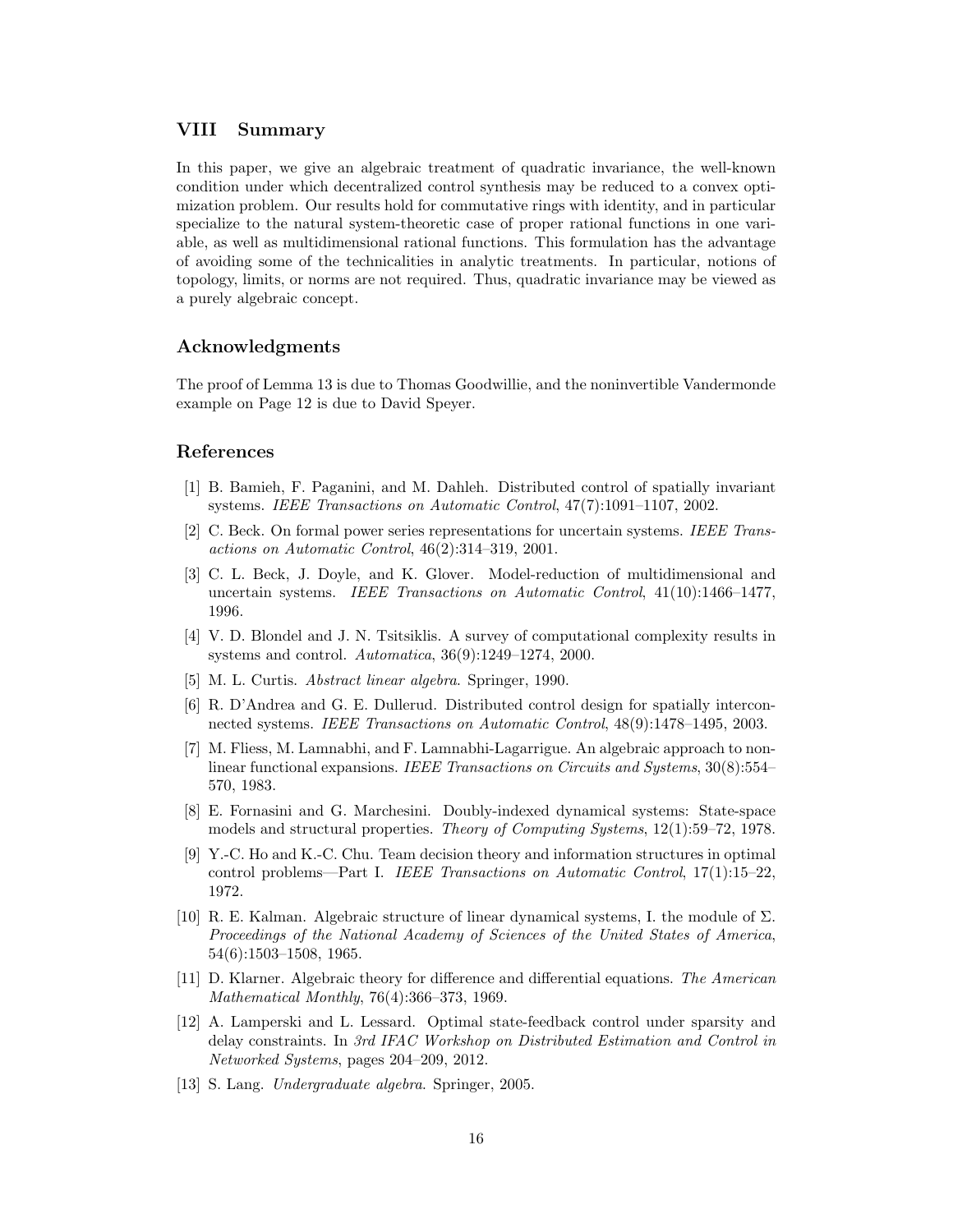## VIII Summary

In this paper, we give an algebraic treatment of quadratic invariance, the well-known condition under which decentralized control synthesis may be reduced to a convex optimization problem. Our results hold for commutative rings with identity, and in particular specialize to the natural system-theoretic case of proper rational functions in one variable, as well as multidimensional rational functions. This formulation has the advantage of avoiding some of the technicalities in analytic treatments. In particular, notions of topology, limits, or norms are not required. Thus, quadratic invariance may be viewed as a purely algebraic concept.

## Acknowledgments

The proof of Lemma 13 is due to Thomas Goodwillie, and the noninvertible Vandermonde example on Page 12 is due to David Speyer.

## References

[1] B. Bamieh, F. Paganini, and M. Dahleh. Distributed control of spatially invariant systems. *IEEE Transactions on Automatic Control*, 47(7):1091–1107, 2002.

[2] C. Beck. On formal power series representations for uncertain systems. *IEEE Transactions on Automatic Control*, 46(2):314–319, 2001.

[3] C. L. Beck, J. Doyle, and K. Glover. Model-reduction of multidimensional and uncertain systems. *IEEE Transactions on Automatic Control*, 41(10):1466–1477, 1996.

[4] V. D. Blondel and J. N. Tsitsiklis. A survey of computational complexity results in systems and control. *Automatica*, 36(9):1249–1274, 2000.

[5] M. L. Curtis. *Abstract linear algebra*. Springer, 1990.

[6] R. D'Andrea and G. E. Dullerud. Distributed control design for spatially interconnected systems. *IEEE Transactions on Automatic Control*, 48(9):1478–1495, 2003.

[7] M. Fliess, M. Lamnabhi, and F. Lamnabhi-Lagarrigue. An algebraic approach to nonlinear functional expansions. *IEEE Transactions on Circuits and Systems*, 30(8):554–570, 1983.

[8] E. Fornasini and G. Marchesini. Doubly-indexed dynamical systems: State-space models and structural properties. *Theory of Computing Systems*, 12(1):59–72, 1978.

[9] Y.-C. Ho and K.-C. Chu. Team decision theory and information structures in optimal control problems—Part I. *IEEE Transactions on Automatic Control*, 17(1):15–22, 1972.

[10] R. E. Kalman. Algebraic structure of linear dynamical systems, I. the module of $\Sigma$. *Proceedings of the National Academy of Sciences of the United States of America*, 54(6):1503–1508, 1965.

[11] D. Klarner. Algebraic theory for difference and differential equations. *The American Mathematical Monthly*, 76(4):366–373, 1969.

[12] A. Lamperski and L. Lessard. Optimal state-feedback control under sparsity and delay constraints. In *3rd IFAC Workshop on Distributed Estimation and Control in Networked Systems*, pages 204–209, 2012.

[13] S. Lang. *Undergraduate algebra*. Springer, 2005.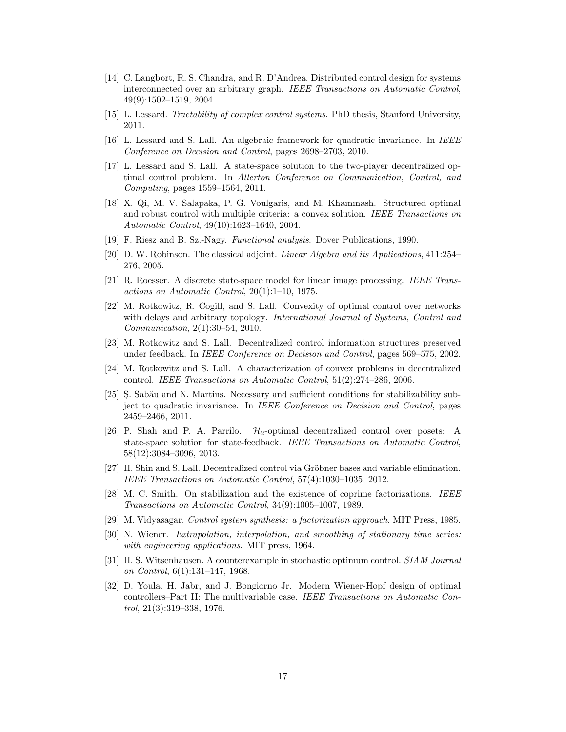[14] C. Langbort, R. S. Chandra, and R. D'Andrea. Distributed control design for systems interconnected over an arbitrary graph. *IEEE Transactions on Automatic Control*, 49(9):1502–1519, 2004.

[15] L. Lessard. *Tractability of complex control systems*. PhD thesis, Stanford University, 2011.

[16] L. Lessard and S. Lall. An algebraic framework for quadratic invariance. In *IEEE Conference on Decision and Control*, pages 2698–2703, 2010.

[17] L. Lessard and S. Lall. A state-space solution to the two-player decentralized optimal control problem. In *Allerton Conference on Communication, Control, and Computing*, pages 1559–1564, 2011.

[18] X. Qi, M. V. Salapaka, P. G. Voulgaris, and M. Khammash. Structured optimal and robust control with multiple criteria: a convex solution. *IEEE Transactions on Automatic Control*, 49(10):1623–1640, 2004.

[19] F. Riesz and B. Sz.-Nagy. *Functional analysis*. Dover Publications, 1990.

[20] D. W. Robinson. The classical adjoint. *Linear Algebra and its Applications*, 411:254–276, 2005.

[21] R. Roesser. A discrete state-space model for linear image processing. *IEEE Transactions on Automatic Control*, 20(1):1–10, 1975.

[22] M. Rotkowitz, R. Cogill, and S. Lall. Convexity of optimal control over networks with delays and arbitrary topology. *International Journal of Systems, Control and Communication*, 2(1):30–54, 2010.

[23] M. Rotkowitz and S. Lall. Decentralized control information structures preserved under feedback. In *IEEE Conference on Decision and Control*, pages 569–575, 2002.

[24] M. Rotkowitz and S. Lall. A characterization of convex problems in decentralized control. *IEEE Transactions on Automatic Control*, 51(2):274–286, 2006.

[25] Ş. Sabău and N. Martins. Necessary and sufficient conditions for stabilizability subject to quadratic invariance. In *IEEE Conference on Decision and Control*, pages 2459–2466, 2011.

[26] P. Shah and P. A. Parrilo. $\mathcal{H}_2$-optimal decentralized control over posets: A state-space solution for state-feedback. *IEEE Transactions on Automatic Control*, 58(12):3084–3096, 2013.

[27] H. Shin and S. Lall. Decentralized control via Gröbner bases and variable elimination. *IEEE Transactions on Automatic Control*, 57(4):1030–1035, 2012.

[28] M. C. Smith. On stabilization and the existence of coprime factorizations. *IEEE Transactions on Automatic Control*, 34(9):1005–1007, 1989.

[29] M. Vidyasagar. *Control system synthesis: a factorization approach*. MIT Press, 1985.

[30] N. Wiener. *Extrapolation, interpolation, and smoothing of stationary time series: with engineering applications*. MIT press, 1964.

[31] H. S. Witsenhausen. A counterexample in stochastic optimum control. *SIAM Journal on Control*, 6(1):131–147, 1968.

[32] D. Youla, H. Jabr, and J. Bongiorno Jr. Modern Wiener-Hopf design of optimal controllers–Part II: The multivariable case. *IEEE Transactions on Automatic Control*, 21(3):319–338, 1976.